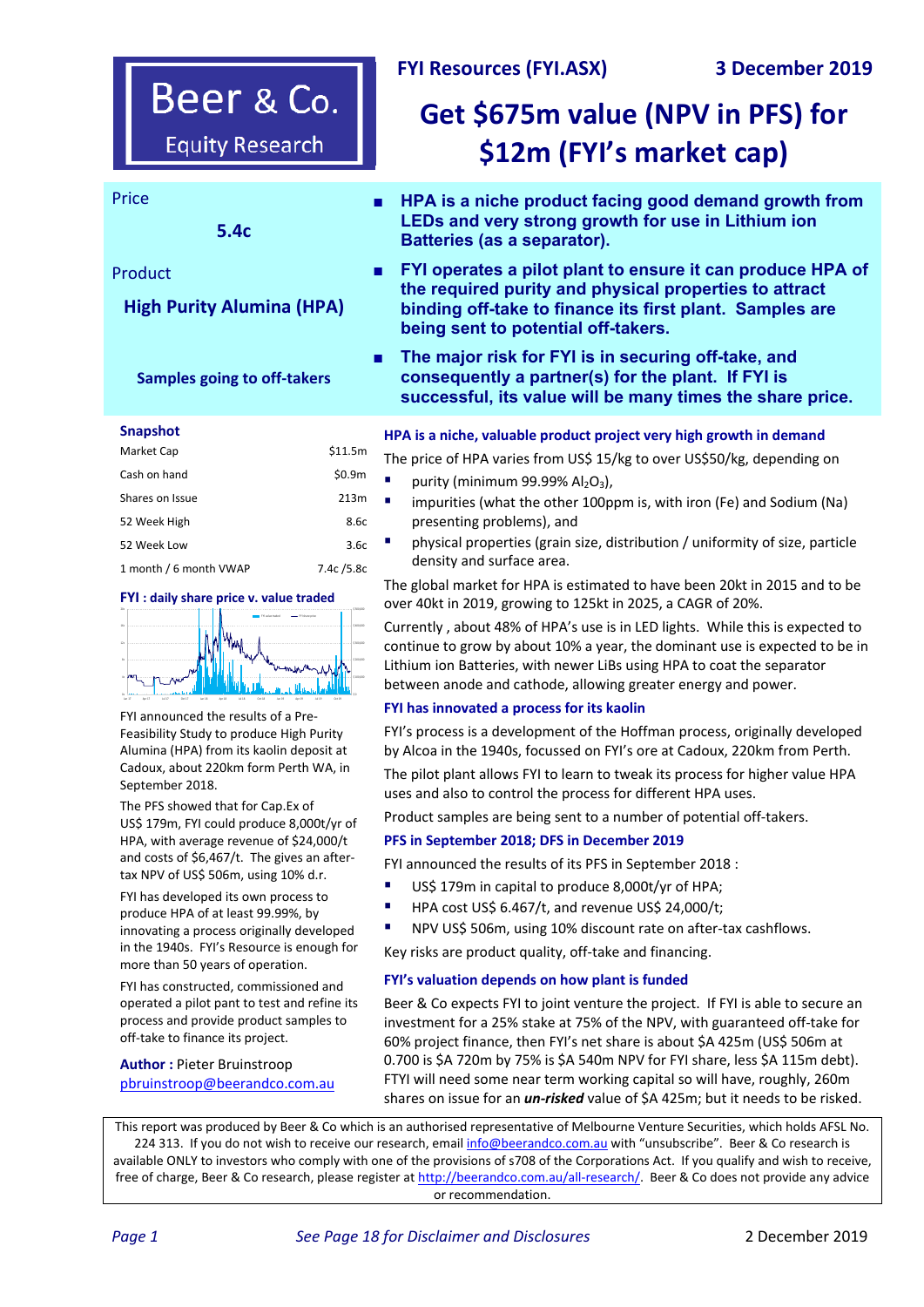Beer & Co. Equity Research

**FYI Resources (FYI.ASX)** — **3 December 2019**

# Get $675m value (NPV in PFS) for $12m (FYI's market cap)

Price

**5.4c**

Product

**High Purity Alumina (HPA)**

**Samples going to off-takers**

- **HPA is a niche product facing good demand growth from LEDs and very strong growth for use in Lithium ion Batteries (as a separator).**
- **FYI operates a pilot plant to ensure it can produce HPA of the required purity and physical properties to attract binding off-take to finance its first plant. Samples are being sent to potential off-takers.**
- **The major risk for FYI is in securing off-take, and consequently a partner(s) for the plant. If FYI is successful, its value will be many times the share price.**

### Snapshot

| | |
|---|---|
| Market Cap | $11.5m |
| Cash on hand | $0.9m |
| Shares on Issue | 213m |
| 52 Week High | 8.6c |
| 52 Week Low | 3.6c |
| 1 month / 6 month VWAP | 7.4c /5.8c |

**FYI : daily share price v. value traded**

FYI announced the results of a Pre-Feasibility Study to produce High Purity Alumina (HPA) from its kaolin deposit at Cadoux, about 220km form Perth WA, in September 2018.

The PFS showed that for Cap.Ex of US$ 179m, FYI could produce 8,000t/yr of HPA, with average revenue of $24,000/t and costs of $6,467/t. The gives an after-tax NPV of US$ 506m, using 10% d.r.

FYI has developed its own process to produce HPA of at least 99.99%, by innovating a process originally developed in the 1940s. FYI's Resource is enough for more than 50 years of operation.

FYI has constructed, commissioned and operated a pilot pant to test and refine its process and provide product samples to off-take to finance its project.

**Author :** Pieter Bruinstroop
pbruinstroop@beerandco.com.au

### HPA is a niche, valuable product project very high growth in demand

The price of HPA varies from US$ 15/kg to over US$50/kg, depending on

- purity (minimum 99.99% $Al_2O_3$),
- impurities (what the other 100ppm is, with iron (Fe) and Sodium (Na) presenting problems), and
- physical properties (grain size, distribution / uniformity of size, particle density and surface area.

The global market for HPA is estimated to have been 20kt in 2015 and to be over 40kt in 2019, growing to 125kt in 2025, a CAGR of 20%.

Currently , about 48% of HPA's use is in LED lights. While this is expected to continue to grow by about 10% a year, the dominant use is expected to be in Lithium ion Batteries, with newer LiBs using HPA to coat the separator between anode and cathode, allowing greater energy and power.

### FYI has innovated a process for its kaolin

FYI's process is a development of the Hoffman process, originally developed by Alcoa in the 1940s, focussed on FYI's ore at Cadoux, 220km from Perth.

The pilot plant allows FYI to learn to tweak its process for higher value HPA uses and also to control the process for different HPA uses.

Product samples are being sent to a number of potential off-takers.

### PFS in September 2018; DFS in December 2019

FYI announced the results of its PFS in September 2018 :

- US$ 179m in capital to produce 8,000t/yr of HPA;
- HPA cost US$ 6.467/t, and revenue US$ 24,000/t;
- NPV US$ 506m, using 10% discount rate on after-tax cashflows.

Key risks are product quality, off-take and financing.

### FYI's valuation depends on how plant is funded

Beer & Co expects FYI to joint venture the project. If FYI is able to secure an investment for a 25% stake at 75% of the NPV, with guaranteed off-take for 60% project finance, then FYI's net share is about $A 425m (US$ 506m at 0.700 is $A 720m by 75% is $A 540m NPV for FYI share, less $A 115m debt). FTYI will need some near term working capital so will have, roughly, 260m shares on issue for an ***un-risked*** value of $A 425m; but it needs to be risked.

This report was produced by Beer & Co which is an authorised representative of Melbourne Venture Securities, which holds AFSL No. 224 313. If you do not wish to receive our research, email info@beerandco.com.au with "unsubscribe". Beer & Co research is available ONLY to investors who comply with one of the provisions of s708 of the Corporations Act. If you qualify and wish to receive, free of charge, Beer & Co research, please register at http://beerandco.com.au/all-research/. Beer & Co does not provide any advice or recommendation.

*See Page 18 for Disclaimer and Disclosures*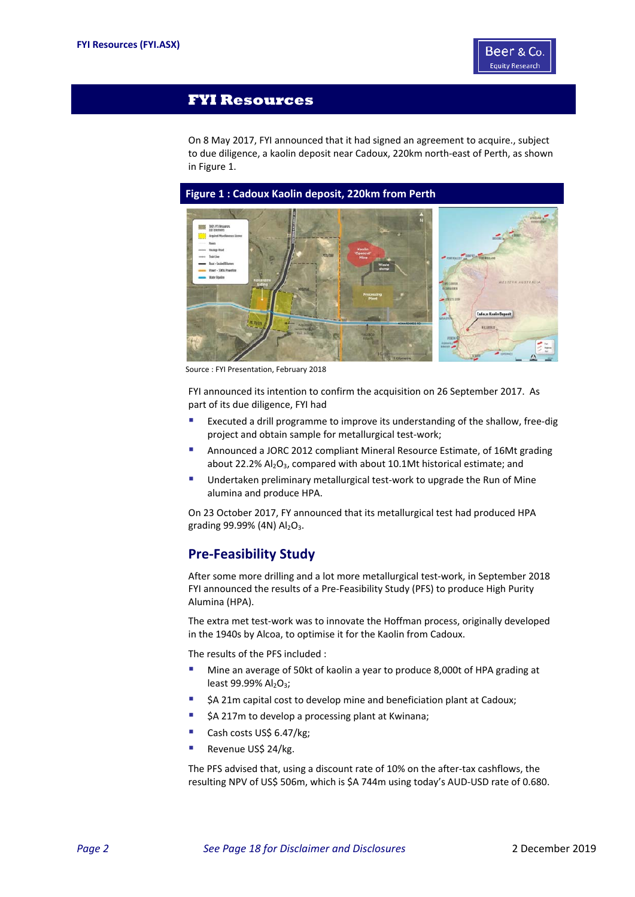## FYI Resources

On 8 May 2017, FYI announced that it had signed an agreement to acquire., subject to due diligence, a kaolin deposit near Cadoux, 220km north-east of Perth, as shown in Figure 1.

**Figure 1 : Cadoux Kaolin deposit, 220km from Perth**

Source : FYI Presentation, February 2018

FYI announced its intention to confirm the acquisition on 26 September 2017. As part of its due diligence, FYI had

- Executed a drill programme to improve its understanding of the shallow, free-dig project and obtain sample for metallurgical test-work;
- Announced a JORC 2012 compliant Mineral Resource Estimate, of 16Mt grading about 22.2% $Al_2O_3$, compared with about 10.1Mt historical estimate; and
- Undertaken preliminary metallurgical test-work to upgrade the Run of Mine alumina and produce HPA.

On 23 October 2017, FY announced that its metallurgical test had produced HPA grading 99.99% (4N) $Al_2O_3$.

### Pre-Feasibility Study

After some more drilling and a lot more metallurgical test-work, in September 2018 FYI announced the results of a Pre-Feasibility Study (PFS) to produce High Purity Alumina (HPA).

The extra met test-work was to innovate the Hoffman process, originally developed in the 1940s by Alcoa, to optimise it for the Kaolin from Cadoux.

The results of the PFS included :

- Mine an average of 50kt of kaolin a year to produce 8,000t of HPA grading at least 99.99% $Al_2O_3$;
- $A 21m capital cost to develop mine and beneficiation plant at Cadoux;
- $A 217m to develop a processing plant at Kwinana;
- Cash costs US$ 6.47/kg;
- Revenue US$ 24/kg.

The PFS advised that, using a discount rate of 10% on the after-tax cashflows, the resulting NPV of US$ 506m, which is $A 744m using today's AUD-USD rate of 0.680.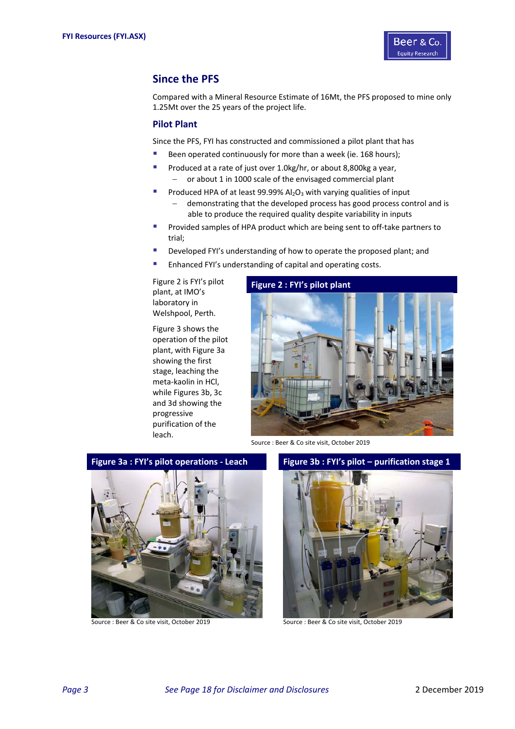## Since the PFS

Compared with a Mineral Resource Estimate of 16Mt, the PFS proposed to mine only 1.25Mt over the 25 years of the project life.

### Pilot Plant

Since the PFS, FYI has constructed and commissioned a pilot plant that has

- Been operated continuously for more than a week (ie. 168 hours);
- Produced at a rate of just over 1.0kg/hr, or about 8,800kg a year,
  - or about 1 in 1000 scale of the envisaged commercial plant
- Produced HPA of at least 99.99% $Al_2O_3$ with varying qualities of input
  - demonstrating that the developed process has good process control and is able to produce the required quality despite variability in inputs
- Provided samples of HPA product which are being sent to off-take partners to trial;
- Developed FYI's understanding of how to operate the proposed plant; and
- Enhanced FYI's understanding of capital and operating costs.

Figure 2 is FYI's pilot plant, at IMO's laboratory in Welshpool, Perth.

Figure 3 shows the operation of the pilot plant, with Figure 3a showing the first stage, leaching the meta-kaolin in HCl, while Figures 3b, 3c and 3d showing the progressive purification of the leach.

**Figure 2 : FYI's pilot plant**

Source : Beer & Co site visit, October 2019

**Figure 3a : FYI's pilot operations - Leach**

Source : Beer & Co site visit, October 2019

**Figure 3b : FYI's pilot – purification stage 1**

Source : Beer & Co site visit, October 2019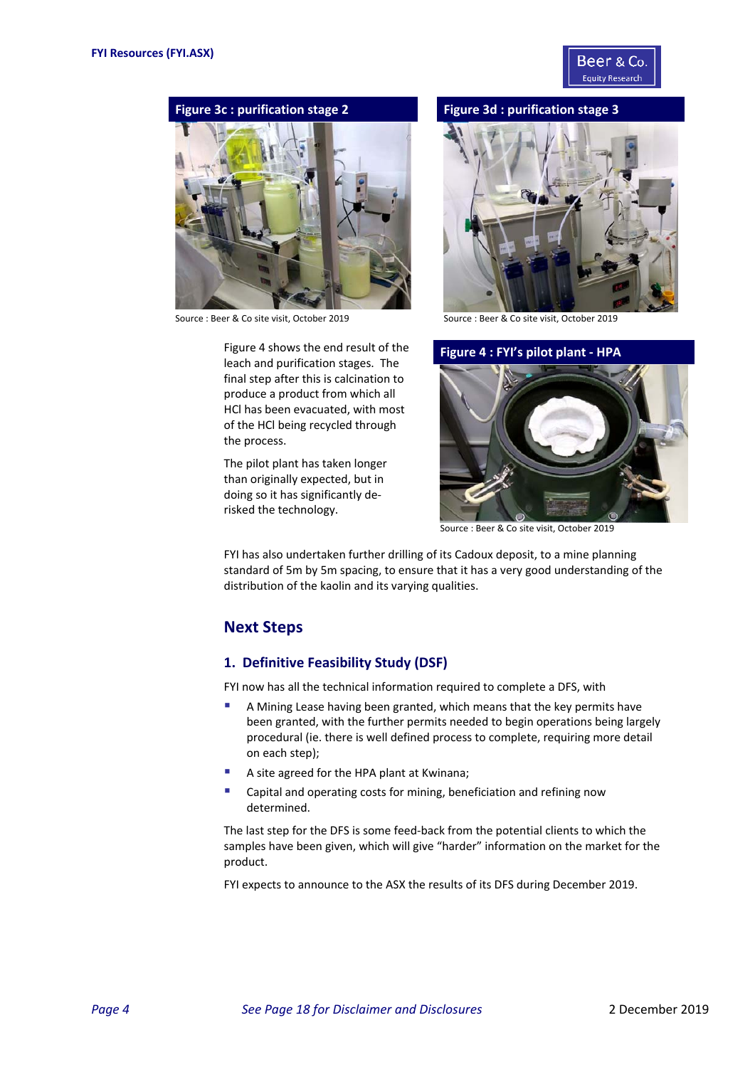**Figure 3c : purification stage 2**

Source : Beer & Co site visit, October 2019

**Figure 3d : purification stage 3**

Source : Beer & Co site visit, October 2019

Figure 4 shows the end result of the leach and purification stages. The final step after this is calcination to produce a product from which all HCl has been evacuated, with most of the HCl being recycled through the process.

The pilot plant has taken longer than originally expected, but in doing so it has significantly de-risked the technology.

**Figure 4 : FYI's pilot plant - HPA**

Source : Beer & Co site visit, October 2019

FYI has also undertaken further drilling of its Cadoux deposit, to a mine planning standard of 5m by 5m spacing, to ensure that it has a very good understanding of the distribution of the kaolin and its varying qualities.

## Next Steps

### 1. Definitive Feasibility Study (DSF)

FYI now has all the technical information required to complete a DFS, with

- A Mining Lease having been granted, which means that the key permits have been granted, with the further permits needed to begin operations being largely procedural (ie. there is well defined process to complete, requiring more detail on each step);
- A site agreed for the HPA plant at Kwinana;
- Capital and operating costs for mining, beneficiation and refining now determined.

The last step for the DFS is some feed-back from the potential clients to which the samples have been given, which will give "harder" information on the market for the product.

FYI expects to announce to the ASX the results of its DFS during December 2019.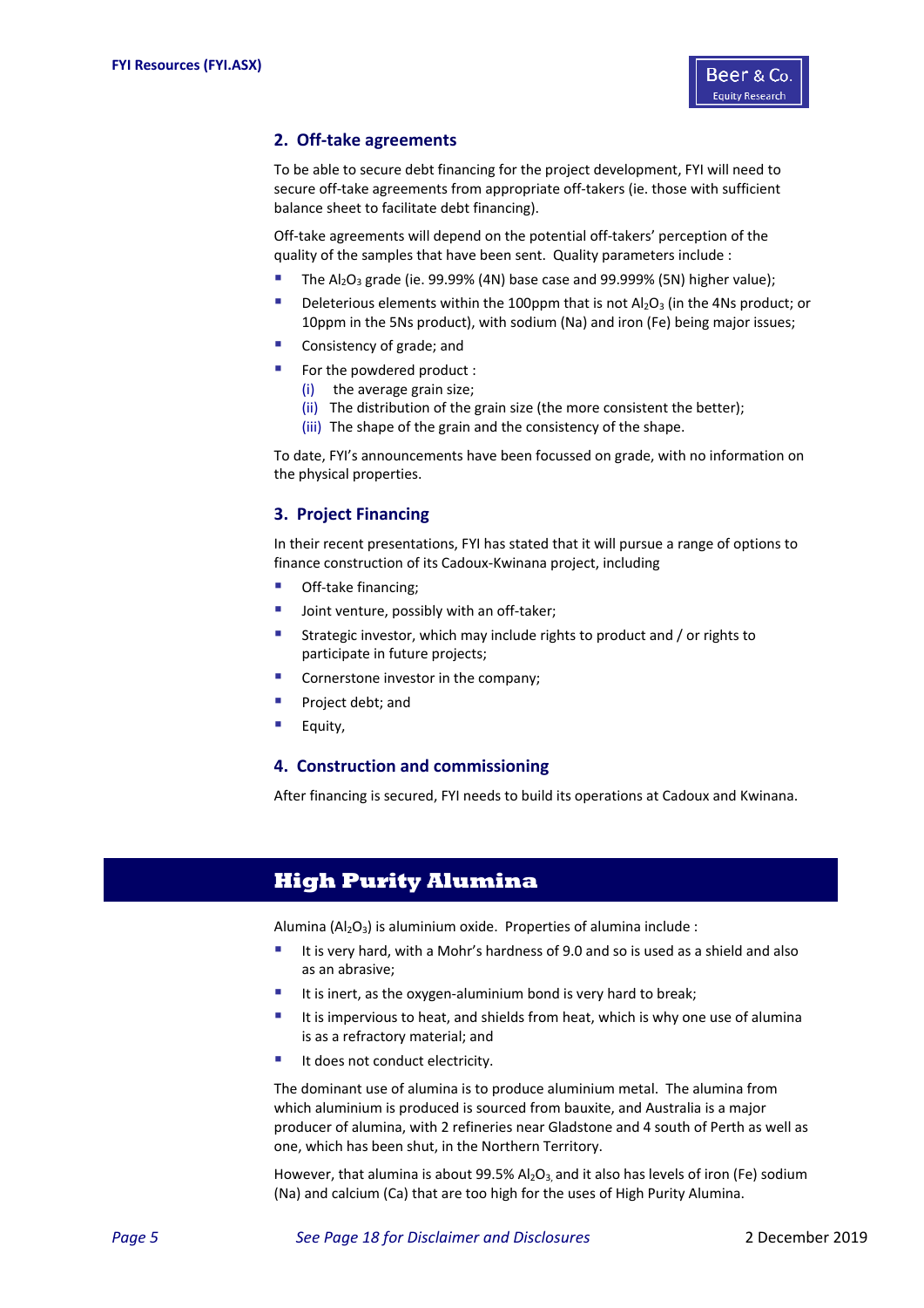## 2. Off-take agreements

To be able to secure debt financing for the project development, FYI will need to secure off-take agreements from appropriate off-takers (ie. those with sufficient balance sheet to facilitate debt financing).

Off-take agreements will depend on the potential off-takers' perception of the quality of the samples that have been sent. Quality parameters include :

- The $Al_2O_3$ grade (ie. 99.99% (4N) base case and 99.999% (5N) higher value);
- Deleterious elements within the 100ppm that is not $Al_2O_3$ (in the 4Ns product; or 10ppm in the 5Ns product), with sodium (Na) and iron (Fe) being major issues;
- Consistency of grade; and
- For the powdered product :
  - (i) the average grain size;
  - (ii) The distribution of the grain size (the more consistent the better);
  - (iii) The shape of the grain and the consistency of the shape.

To date, FYI's announcements have been focussed on grade, with no information on the physical properties.

## 3. Project Financing

In their recent presentations, FYI has stated that it will pursue a range of options to finance construction of its Cadoux-Kwinana project, including

- Off-take financing;
- Joint venture, possibly with an off-taker;
- Strategic investor, which may include rights to product and / or rights to participate in future projects;
- Cornerstone investor in the company;
- Project debt; and
- Equity,

## 4. Construction and commissioning

After financing is secured, FYI needs to build its operations at Cadoux and Kwinana.

# High Purity Alumina

Alumina ($Al_2O_3$) is aluminium oxide. Properties of alumina include :

- It is very hard, with a Mohr's hardness of 9.0 and so is used as a shield and also as an abrasive;
- It is inert, as the oxygen-aluminium bond is very hard to break;
- It is impervious to heat, and shields from heat, which is why one use of alumina is as a refractory material; and
- It does not conduct electricity.

The dominant use of alumina is to produce aluminium metal. The alumina from which aluminium is produced is sourced from bauxite, and Australia is a major producer of alumina, with 2 refineries near Gladstone and 4 south of Perth as well as one, which has been shut, in the Northern Territory.

However, that alumina is about 99.5% $Al_2O_3$, and it also has levels of iron (Fe) sodium (Na) and calcium (Ca) that are too high for the uses of High Purity Alumina.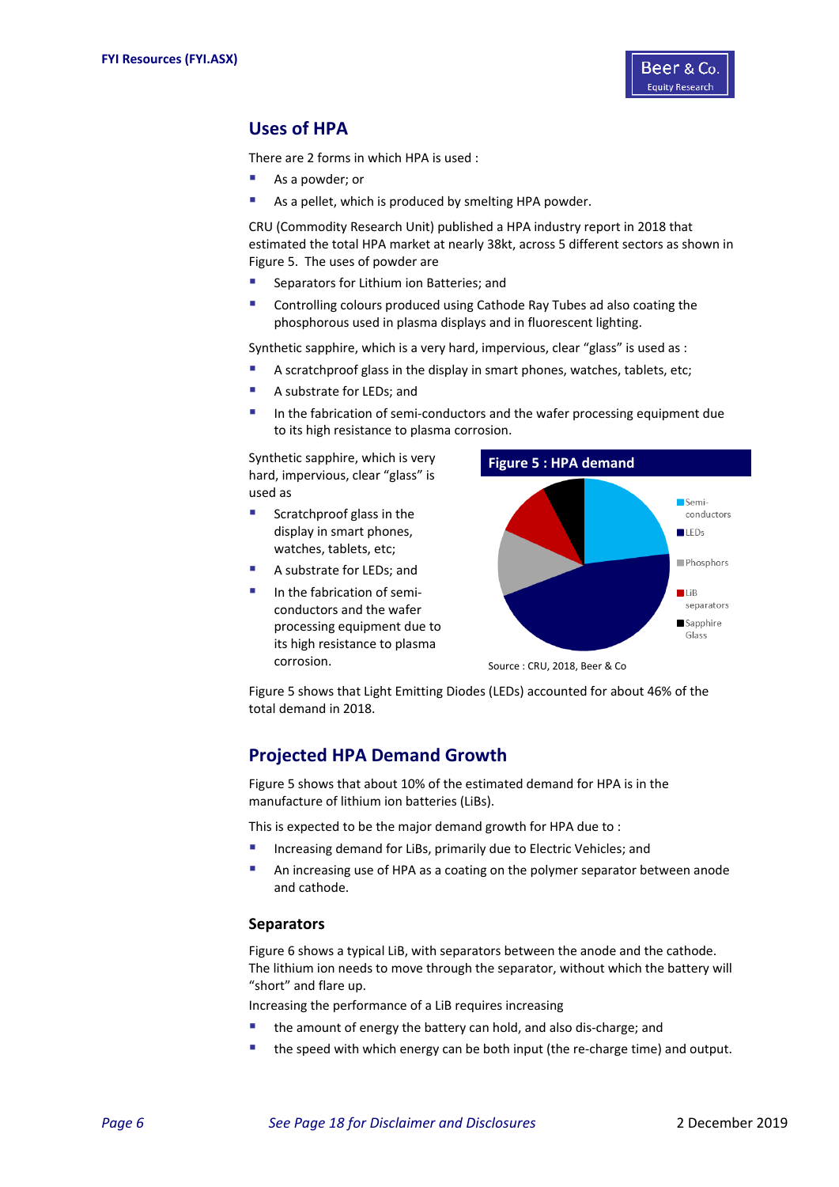## Uses of HPA

There are 2 forms in which HPA is used :

- As a powder; or
- As a pellet, which is produced by smelting HPA powder.

CRU (Commodity Research Unit) published a HPA industry report in 2018 that estimated the total HPA market at nearly 38kt, across 5 different sectors as shown in Figure 5. The uses of powder are

- Separators for Lithium ion Batteries; and
- Controlling colours produced using Cathode Ray Tubes ad also coating the phosphorous used in plasma displays and in fluorescent lighting.

Synthetic sapphire, which is a very hard, impervious, clear "glass" is used as :

- A scratchproof glass in the display in smart phones, watches, tablets, etc;
- A substrate for LEDs; and
- In the fabrication of semi-conductors and the wafer processing equipment due to its high resistance to plasma corrosion.

Synthetic sapphire, which is very hard, impervious, clear "glass" is used as

- Scratchproof glass in the display in smart phones, watches, tablets, etc;
- A substrate for LEDs; and
- In the fabrication of semi-conductors and the wafer processing equipment due to its high resistance to plasma corrosion.

**Figure 5 : HPA demand**

Semi-conductors, LEDs, Phosphors, LiB separators, Sapphire Glass

Source : CRU, 2018, Beer & Co

Figure 5 shows that Light Emitting Diodes (LEDs) accounted for about 46% of the total demand in 2018.

## Projected HPA Demand Growth

Figure 5 shows that about 10% of the estimated demand for HPA is in the manufacture of lithium ion batteries (LiBs).

This is expected to be the major demand growth for HPA due to :

- Increasing demand for LiBs, primarily due to Electric Vehicles; and
- An increasing use of HPA as a coating on the polymer separator between anode and cathode.

### Separators

Figure 6 shows a typical LiB, with separators between the anode and the cathode. The lithium ion needs to move through the separator, without which the battery will "short" and flare up.

Increasing the performance of a LiB requires increasing

- the amount of energy the battery can hold, and also dis-charge; and
- the speed with which energy can be both input (the re-charge time) and output.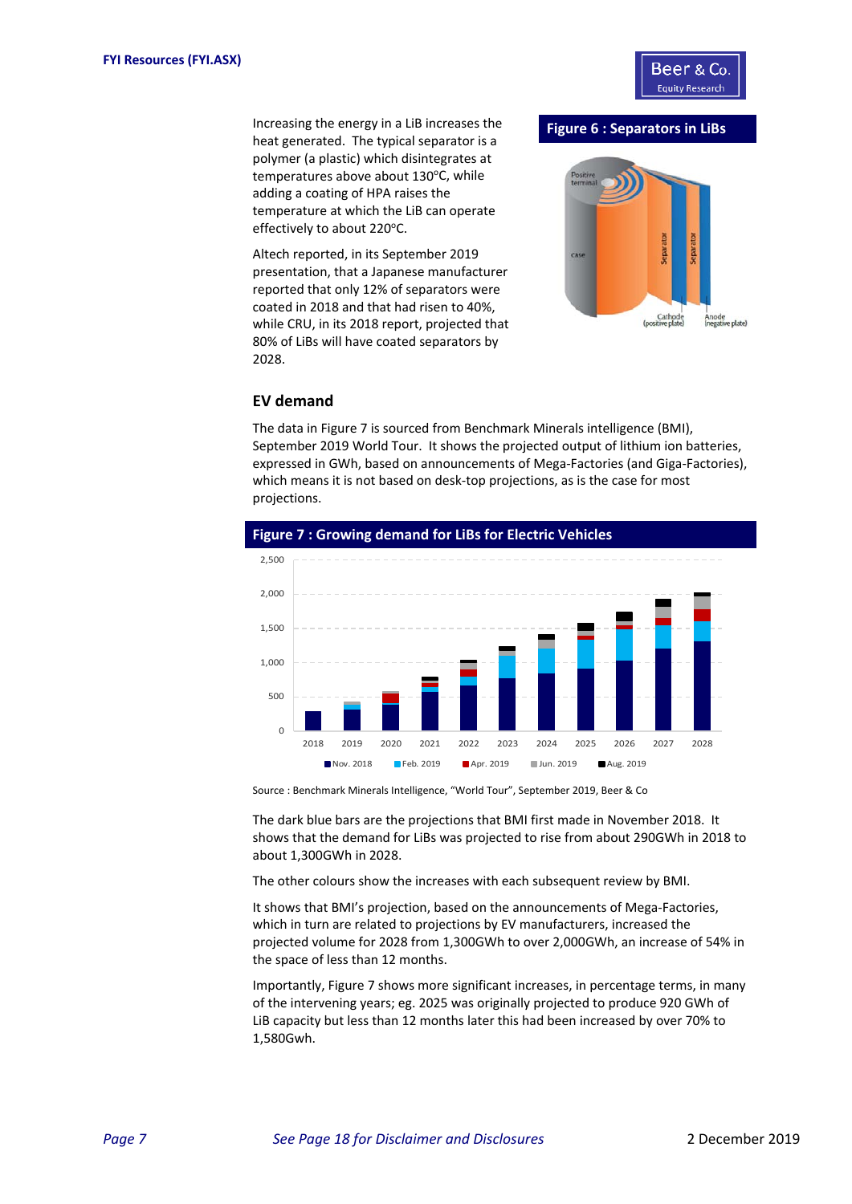Increasing the energy in a LiB increases the heat generated. The typical separator is a polymer (a plastic) which disintegrates at temperatures above about 130°C, while adding a coating of HPA raises the temperature at which the LiB can operate effectively to about 220°C.

Altech reported, in its September 2019 presentation, that a Japanese manufacturer reported that only 12% of separators were coated in 2018 and that had risen to 40%, while CRU, in its 2018 report, projected that 80% of LiBs will have coated separators by 2028.

**Figure 6 : Separators in LiBs**

## EV demand

The data in Figure 7 is sourced from Benchmark Minerals intelligence (BMI), September 2019 World Tour. It shows the projected output of lithium ion batteries, expressed in GWh, based on announcements of Mega-Factories (and Giga-Factories), which means it is not based on desk-top projections, as is the case for most projections.

**Figure 7 : Growing demand for LiBs for Electric Vehicles**

Source : Benchmark Minerals Intelligence, "World Tour", September 2019, Beer & Co

The dark blue bars are the projections that BMI first made in November 2018. It shows that the demand for LiBs was projected to rise from about 290GWh in 2018 to about 1,300GWh in 2028.

The other colours show the increases with each subsequent review by BMI.

It shows that BMI's projection, based on the announcements of Mega-Factories, which in turn are related to projections by EV manufacturers, increased the projected volume for 2028 from 1,300GWh to over 2,000GWh, an increase of 54% in the space of less than 12 months.

Importantly, Figure 7 shows more significant increases, in percentage terms, in many of the intervening years; eg. 2025 was originally projected to produce 920 GWh of LiB capacity but less than 12 months later this had been increased by over 70% to 1,580Gwh.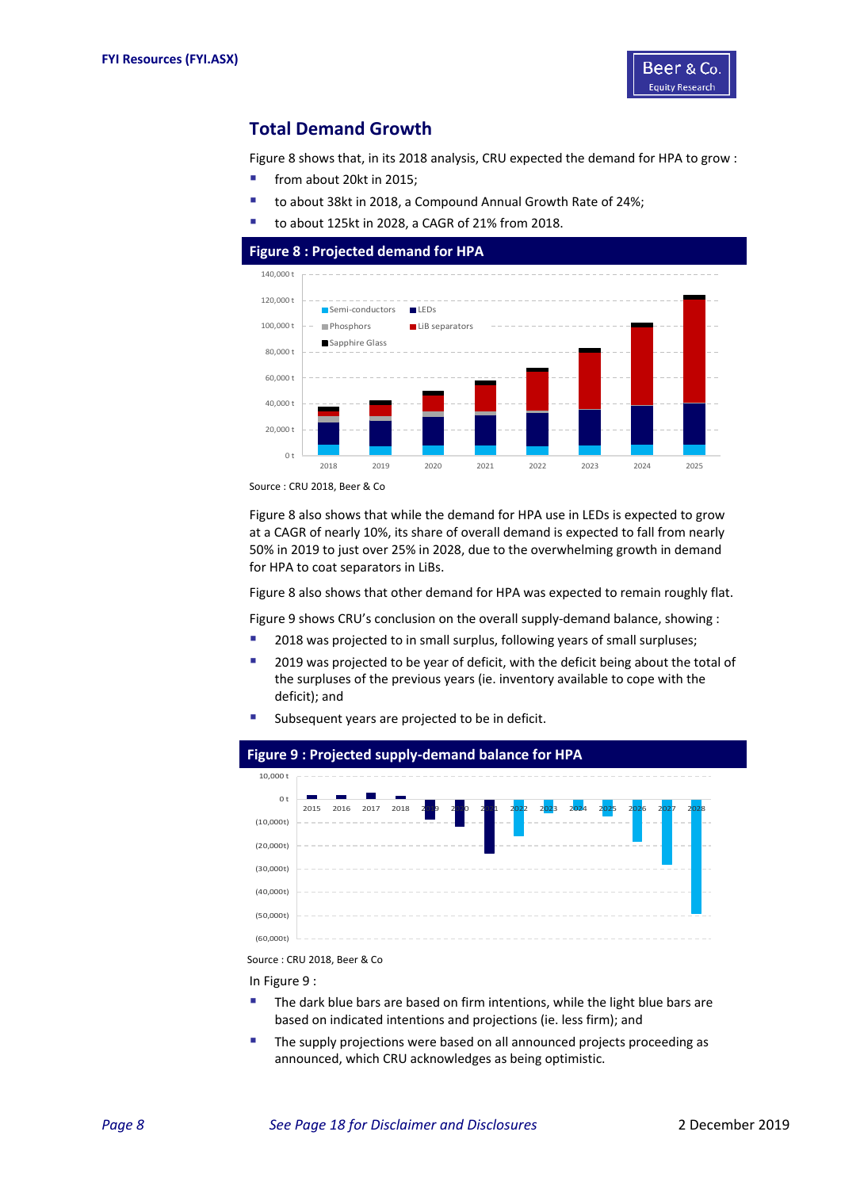## Total Demand Growth

Figure 8 shows that, in its 2018 analysis, CRU expected the demand for HPA to grow :

- from about 20kt in 2015;
- to about 38kt in 2018, a Compound Annual Growth Rate of 24%;
- to about 125kt in 2028, a CAGR of 21% from 2018.

**Figure 8 : Projected demand for HPA**

Source : CRU 2018, Beer & Co

Figure 8 also shows that while the demand for HPA use in LEDs is expected to grow at a CAGR of nearly 10%, its share of overall demand is expected to fall from nearly 50% in 2019 to just over 25% in 2028, due to the overwhelming growth in demand for HPA to coat separators in LiBs.

Figure 8 also shows that other demand for HPA was expected to remain roughly flat.

Figure 9 shows CRU's conclusion on the overall supply-demand balance, showing :

- 2018 was projected to in small surplus, following years of small surpluses;
- 2019 was projected to be year of deficit, with the deficit being about the total of the surpluses of the previous years (ie. inventory available to cope with the deficit); and
- Subsequent years are projected to be in deficit.

**Figure 9 : Projected supply-demand balance for HPA**

Source : CRU 2018, Beer & Co

In Figure 9 :

- The dark blue bars are based on firm intentions, while the light blue bars are based on indicated intentions and projections (ie. less firm); and
- The supply projections were based on all announced projects proceeding as announced, which CRU acknowledges as being optimistic.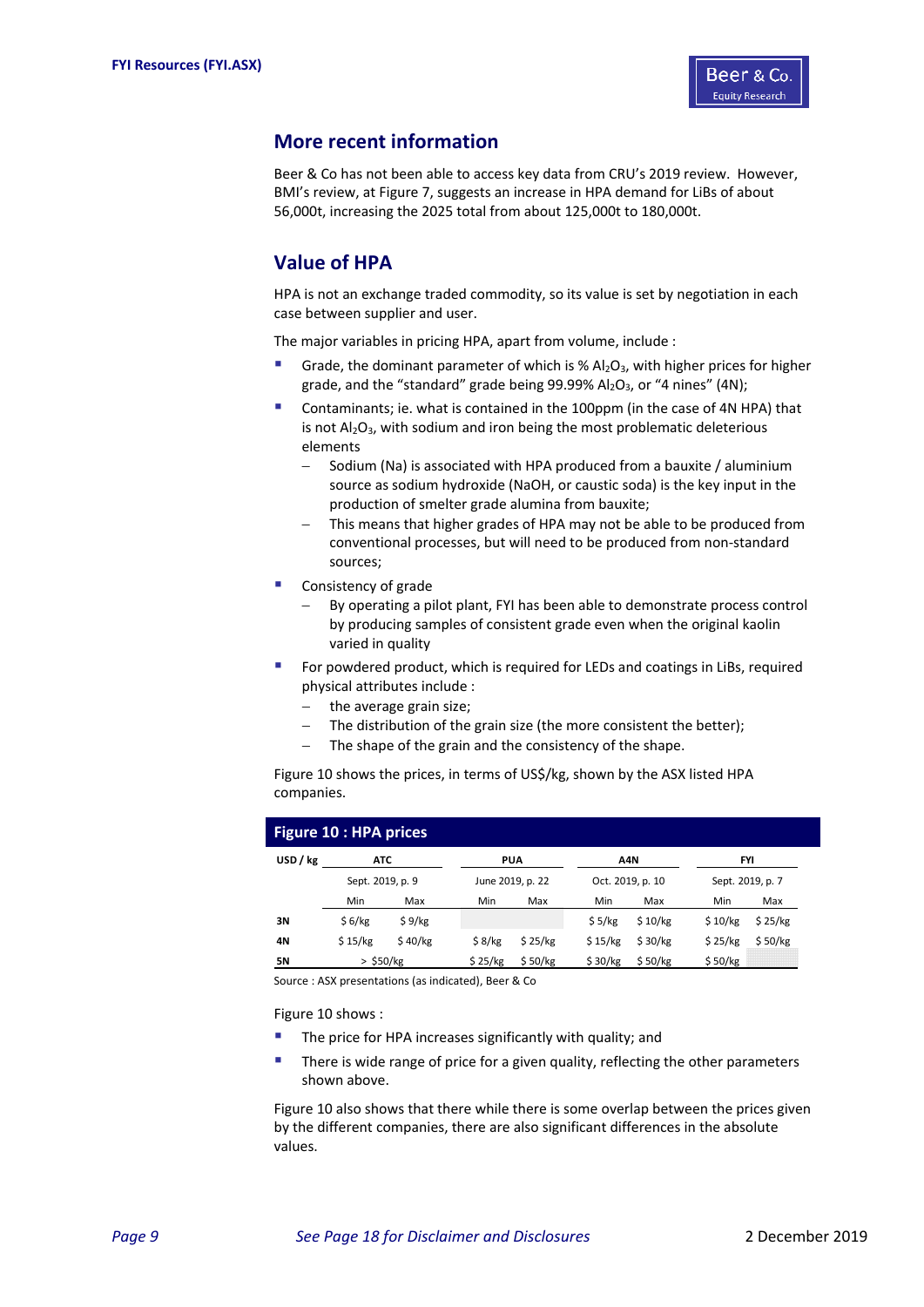## More recent information

Beer & Co has not been able to access key data from CRU's 2019 review. However, BMI's review, at Figure 7, suggests an increase in HPA demand for LiBs of about 56,000t, increasing the 2025 total from about 125,000t to 180,000t.

## Value of HPA

HPA is not an exchange traded commodity, so its value is set by negotiation in each case between supplier and user.

The major variables in pricing HPA, apart from volume, include :

- Grade, the dominant parameter of which is % $Al_2O_3$, with higher prices for higher grade, and the "standard" grade being 99.99% $Al_2O_3$, or "4 nines" (4N);
- Contaminants; ie. what is contained in the 100ppm (in the case of 4N HPA) that is not $Al_2O_3$, with sodium and iron being the most problematic deleterious elements
  - Sodium (Na) is associated with HPA produced from a bauxite / aluminium source as sodium hydroxide (NaOH, or caustic soda) is the key input in the production of smelter grade alumina from bauxite;
  - This means that higher grades of HPA may not be able to be produced from conventional processes, but will need to be produced from non-standard sources;
- Consistency of grade
  - By operating a pilot plant, FYI has been able to demonstrate process control by producing samples of consistent grade even when the original kaolin varied in quality
- For powdered product, which is required for LEDs and coatings in LiBs, required physical attributes include :
  - the average grain size;
  - The distribution of the grain size (the more consistent the better);
  - The shape of the grain and the consistency of the shape.

Figure 10 shows the prices, in terms of US$/kg, shown by the ASX listed HPA companies.

**Figure 10 : HPA prices**

| USD / kg | ATC | | PUA | | A4N | | FYI | |
|---|---|---|---|---|---|---|---|---|
| | Sept. 2019, p. 9 | | June 2019, p. 22 | | Oct. 2019, p. 10 | | Sept. 2019, p. 7 | |
| | Min | Max | Min | Max | Min | Max | Min | Max |
| 3N | $ 6/kg | $ 9/kg | | | $ 5/kg | $ 10/kg | $ 10/kg | $ 25/kg |
| 4N | $ 15/kg | $ 40/kg | $ 8/kg | $ 25/kg | $ 15/kg | $ 30/kg | $ 25/kg | $ 50/kg |
| 5N | > $50/kg | | $ 25/kg | $ 50/kg | $ 30/kg | $ 50/kg | $ 50/kg | |

Source : ASX presentations (as indicated), Beer & Co

Figure 10 shows :

- The price for HPA increases significantly with quality; and
- There is wide range of price for a given quality, reflecting the other parameters shown above.

Figure 10 also shows that there while there is some overlap between the prices given by the different companies, there are also significant differences in the absolute values.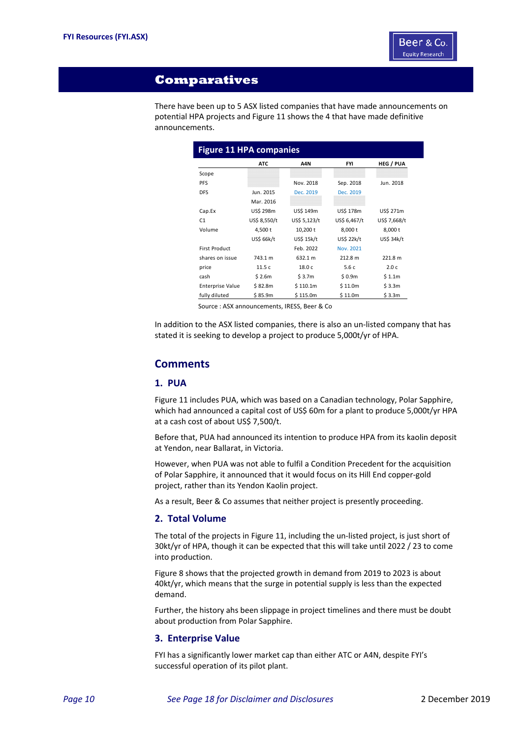## Comparatives

There have been up to 5 ASX listed companies that have made announcements on potential HPA projects and Figure 11 shows the 4 that have made definitive announcements.

**Figure 11 HPA companies**

| | ATC | A4N | FYI | HEG / PUA |
|---|---|---|---|---|
| Scope | | | | |
| PFS | | Nov. 2018 | Sep. 2018 | Jun. 2018 |
| DFS | Jun. 2015 | Dec. 2019 | Dec. 2019 | |
| | Mar. 2016 | | | |
| Cap.Ex | US$ 298m | US$ 149m | US$ 178m | US$ 271m |
| C1 | US$ 8,550/t | US$ 5,123/t | US$ 6,467/t | US$ 7,668/t |
| Volume | 4,500 t | 10,200 t | 8,000 t | 8,000 t |
| | US$ 66k/t | US$ 15k/t | US$ 22k/t | US$ 34k/t |
| First Product | | Feb. 2022 | Nov. 2021 | |
| shares on issue | 743.1 m | 632.1 m | 212.8 m | 221.8 m |
| price | 11.5 c | 18.0 c | 5.6 c | 2.0 c |
| cash | $ 2.6m | $ 3.7m | $ 0.9m | $ 1.1m |
| Enterprise Value | $ 82.8m | $ 110.1m | $ 11.0m | $ 3.3m |
| fully diluted | $ 85.9m | $ 115.0m | $ 11.0m | $ 3.3m |

Source : ASX announcements, IRESS, Beer & Co

In addition to the ASX listed companies, there is also an un-listed company that has stated it is seeking to develop a project to produce 5,000t/yr of HPA.

## Comments

### 1. PUA

Figure 11 includes PUA, which was based on a Canadian technology, Polar Sapphire, which had announced a capital cost of US$ 60m for a plant to produce 5,000t/yr HPA at a cash cost of about US$ 7,500/t.

Before that, PUA had announced its intention to produce HPA from its kaolin deposit at Yendon, near Ballarat, in Victoria.

However, when PUA was not able to fulfil a Condition Precedent for the acquisition of Polar Sapphire, it announced that it would focus on its Hill End copper-gold project, rather than its Yendon Kaolin project.

As a result, Beer & Co assumes that neither project is presently proceeding.

### 2. Total Volume

The total of the projects in Figure 11, including the un-listed project, is just short of 30kt/yr of HPA, though it can be expected that this will take until 2022 / 23 to come into production.

Figure 8 shows that the projected growth in demand from 2019 to 2023 is about 40kt/yr, which means that the surge in potential supply is less than the expected demand.

Further, the history ahs been slippage in project timelines and there must be doubt about production from Polar Sapphire.

### 3. Enterprise Value

FYI has a significantly lower market cap than either ATC or A4N, despite FYI's successful operation of its pilot plant.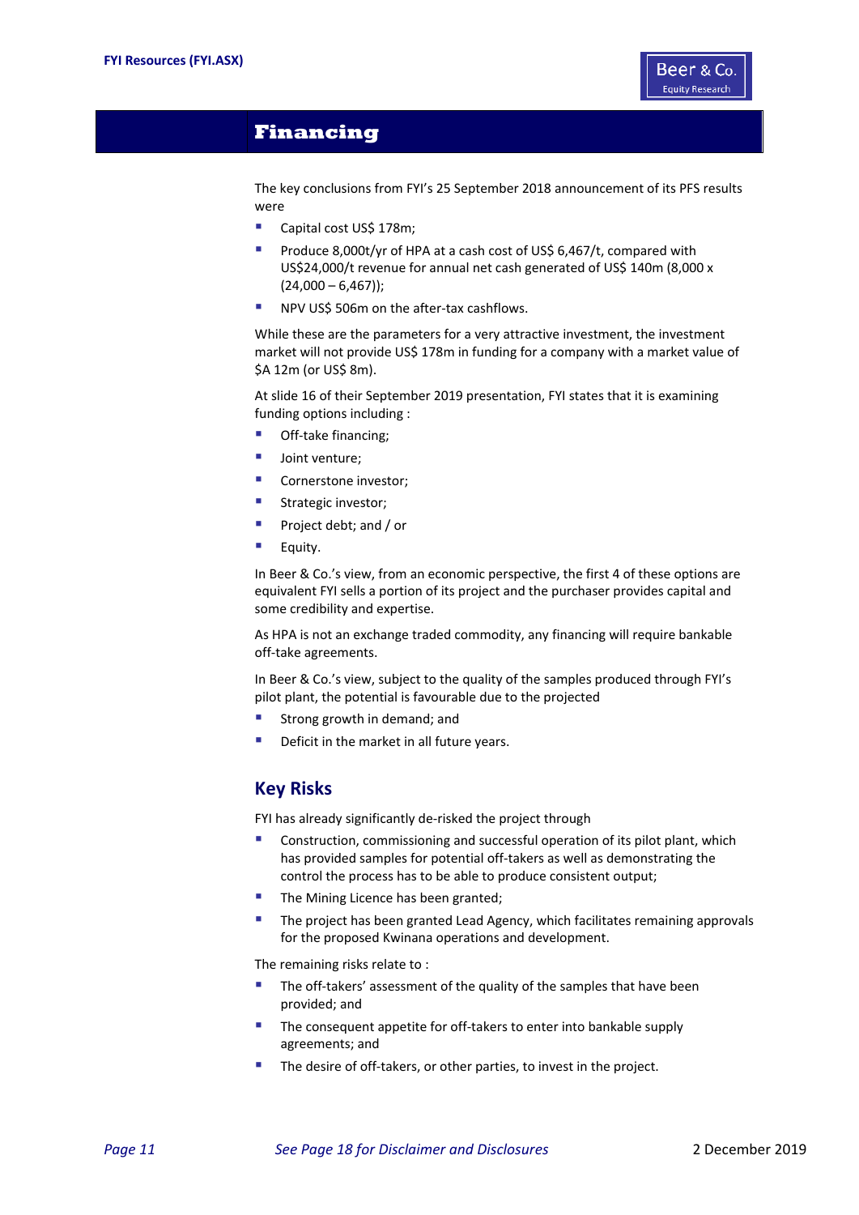# Financing

The key conclusions from FYI's 25 September 2018 announcement of its PFS results were

- Capital cost US$ 178m;
- Produce 8,000t/yr of HPA at a cash cost of US$ 6,467/t, compared with US$24,000/t revenue for annual net cash generated of US$ 140m (8,000 x (24,000 – 6,467));
- NPV US$ 506m on the after-tax cashflows.

While these are the parameters for a very attractive investment, the investment market will not provide US$ 178m in funding for a company with a market value of $A 12m (or US$ 8m).

At slide 16 of their September 2019 presentation, FYI states that it is examining funding options including :

- Off-take financing;
- Joint venture;
- Cornerstone investor;
- Strategic investor;
- Project debt; and / or
- Equity.

In Beer & Co.'s view, from an economic perspective, the first 4 of these options are equivalent FYI sells a portion of its project and the purchaser provides capital and some credibility and expertise.

As HPA is not an exchange traded commodity, any financing will require bankable off-take agreements.

In Beer & Co.'s view, subject to the quality of the samples produced through FYI's pilot plant, the potential is favourable due to the projected

- Strong growth in demand; and
- Deficit in the market in all future years.

## Key Risks

FYI has already significantly de-risked the project through

- Construction, commissioning and successful operation of its pilot plant, which has provided samples for potential off-takers as well as demonstrating the control the process has to be able to produce consistent output;
- The Mining Licence has been granted;
- The project has been granted Lead Agency, which facilitates remaining approvals for the proposed Kwinana operations and development.

The remaining risks relate to :

- The off-takers' assessment of the quality of the samples that have been provided; and
- The consequent appetite for off-takers to enter into bankable supply agreements; and
- The desire of off-takers, or other parties, to invest in the project.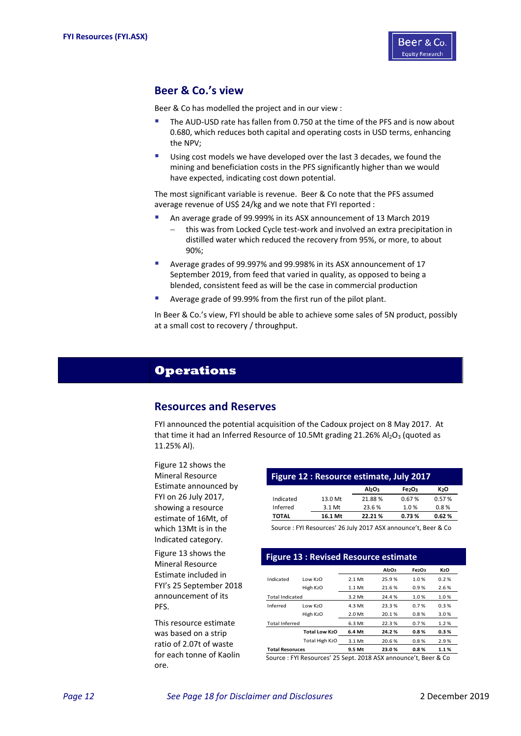## Beer & Co.'s view

Beer & Co has modelled the project and in our view :

- The AUD-USD rate has fallen from 0.750 at the time of the PFS and is now about 0.680, which reduces both capital and operating costs in USD terms, enhancing the NPV;
- Using cost models we have developed over the last 3 decades, we found the mining and beneficiation costs in the PFS significantly higher than we would have expected, indicating cost down potential.

The most significant variable is revenue. Beer & Co note that the PFS assumed average revenue of US$ 24/kg and we note that FYI reported :

- An average grade of 99.999% in its ASX announcement of 13 March 2019
  - this was from Locked Cycle test-work and involved an extra precipitation in distilled water which reduced the recovery from 95%, or more, to about 90%;
- Average grades of 99.997% and 99.998% in its ASX announcement of 17 September 2019, from feed that varied in quality, as opposed to being a blended, consistent feed as will be the case in commercial production
- Average grade of 99.99% from the first run of the pilot plant.

In Beer & Co.'s view, FYI should be able to achieve some sales of 5N product, possibly at a small cost to recovery / throughput.

# Operations

## Resources and Reserves

FYI announced the potential acquisition of the Cadoux project on 8 May 2017. At that time it had an Inferred Resource of 10.5Mt grading 21.26% $Al_2O_3$ (quoted as 11.25% Al).

Figure 12 shows the Mineral Resource Estimate announced by FYI on 26 July 2017, showing a resource estimate of 16Mt, of which 13Mt is in the Indicated category.

**Figure 12 : Resource estimate, July 2017**

| | | $Al_2O_3$ | $Fe_2O_3$ | $K_2O$ |
|---|---|---|---|---|
| Indicated | 13.0 Mt | 21.88 % | 0.67 % | 0.57 % |
| Inferred | 3.1 Mt | 23.6 % | 1.0 % | 0.8 % |
| **TOTAL** | **16.1 Mt** | **22.21 %** | **0.73 %** | **0.62 %** |

Source : FYI Resources' 26 July 2017 ASX announce't, Beer & Co

Figure 13 shows the Mineral Resource Estimate included in FYI's 25 September 2018 announcement of its PFS.

**Figure 13 : Revised Resource estimate**

| | | | $Al_2O_3$ | $Fe_2O_3$ | $K_2O$ |
|---|---|---|---|---|---|
| Indicated | Low $K_2O$ | 2.1 Mt | 25.9 % | 1.0 % | 0.2 % |
| | High $K_2O$ | 1.1 Mt | 21.6 % | 0.9 % | 2.6 % |
| Total Indicated | | 3.2 Mt | 24.4 % | 1.0 % | 1.0 % |
| Inferred | Low $K_2O$ | 4.3 Mt | 23.3 % | 0.7 % | 0.3 % |
| | High $K_2O$ | 2.0 Mt | 20.1 % | 0.8 % | 3.0 % |
| Total Inferred | | 6.3 Mt | 22.3 % | 0.7 % | 1.2 % |
| | **Total Low $K_2O$** | **6.4 Mt** | **24.2 %** | **0.8 %** | **0.3 %** |
| | Total High $K_2O$ | 3.1 Mt | 20.6 % | 0.8 % | 2.9 % |
| **Total Resorces** | | **9.5 Mt** | **23.0 %** | **0.8 %** | **1.1 %** |

Source : FYI Resources' 25 Sept. 2018 ASX announce't, Beer & Co

This resource estimate was based on a strip ratio of 2.07t of waste for each tonne of Kaolin ore.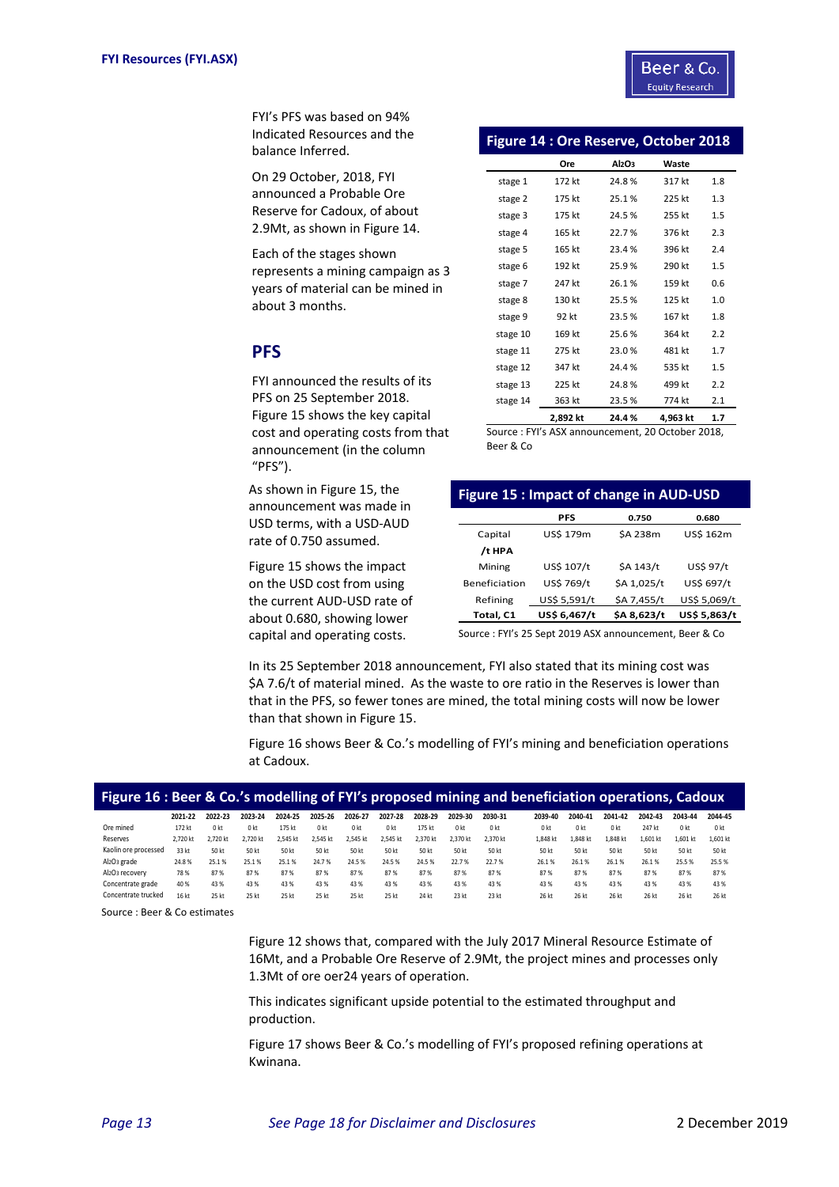FYI's PFS was based on 94% Indicated Resources and the balance Inferred.

On 29 October, 2018, FYI announced a Probable Ore Reserve for Cadoux, of about 2.9Mt, as shown in Figure 14.

Each of the stages shown represents a mining campaign as 3 years of material can be mined in about 3 months.

**Figure 14 : Ore Reserve, October 2018**

| | Ore | $Al_2O_3$ | Waste | |
|---|---|---|---|---|
| stage 1 | 172 kt | 24.8 % | 317 kt | 1.8 |
| stage 2 | 175 kt | 25.1 % | 225 kt | 1.3 |
| stage 3 | 175 kt | 24.5 % | 255 kt | 1.5 |
| stage 4 | 165 kt | 22.7 % | 376 kt | 2.3 |
| stage 5 | 165 kt | 23.4 % | 396 kt | 2.4 |
| stage 6 | 192 kt | 25.9 % | 290 kt | 1.5 |
| stage 7 | 247 kt | 26.1 % | 159 kt | 0.6 |
| stage 8 | 130 kt | 25.5 % | 125 kt | 1.0 |
| stage 9 | 92 kt | 23.5 % | 167 kt | 1.8 |
| stage 10 | 169 kt | 25.6 % | 364 kt | 2.2 |
| stage 11 | 275 kt | 23.0 % | 481 kt | 1.7 |
| stage 12 | 347 kt | 24.4 % | 535 kt | 1.5 |
| stage 13 | 225 kt | 24.8 % | 499 kt | 2.2 |
| stage 14 | 363 kt | 23.5 % | 774 kt | 2.1 |
| | **2,892 kt** | **24.4 %** | **4,963 kt** | **1.7** |

Source : FYI's ASX announcement, 20 October 2018, Beer & Co

## PFS

FYI announced the results of its PFS on 25 September 2018. Figure 15 shows the key capital cost and operating costs from that announcement (in the column "PFS").

As shown in Figure 15, the announcement was made in USD terms, with a USD-AUD rate of 0.750 assumed.

Figure 15 shows the impact on the USD cost from using the current AUD-USD rate of about 0.680, showing lower capital and operating costs.

**Figure 15 : Impact of change in AUD-USD**

| | PFS | 0.750 | 0.680 |
|---|---|---|---|
| Capital | US$ 179m | $A 238m | US$ 162m |
| **/t HPA** | | | |
| Mining | US$ 107/t | $A 143/t | US$ 97/t |
| Beneficiation | US$ 769/t | $A 1,025/t | US$ 697/t |
| Refining | US$ 5,591/t | $A 7,455/t | US$ 5,069/t |
| **Total, C1** | **US$ 6,467/t** | **$A 8,623/t** | **US$ 5,863/t** |

Source : FYI's 25 Sept 2019 ASX announcement, Beer & Co

In its 25 September 2018 announcement, FYI also stated that its mining cost was $A 7.6/t of material mined. As the waste to ore ratio in the Reserves is lower than that in the PFS, so fewer tones are mined, the total mining costs will now be lower than that shown in Figure 15.

Figure 16 shows Beer & Co.'s modelling of FYI's mining and beneficiation operations at Cadoux.

**Figure 16 : Beer & Co.'s modelling of FYI's proposed mining and beneficiation operations, Cadoux**

| | 2021-22 | 2022-23 | 2023-24 | 2024-25 | 2025-26 | 2026-27 | 2027-28 | 2028-29 | 2029-30 | 2030-31 | 2039-40 | 2040-41 | 2041-42 | 2042-43 | 2043-44 | 2044-45 |
|---|---|---|---|---|---|---|---|---|---|---|---|---|---|---|---|---|
| Ore mined | 172 kt | 0 kt | 0 kt | 175 kt | 0 kt | 0 kt | 0 kt | 175 kt | 0 kt | 0 kt | 0 kt | 0 kt | 0 kt | 247 kt | 0 kt | 0 kt |
| Reserves | 2,720 kt | 2,720 kt | 2,720 kt | 2,545 kt | 2,545 kt | 2,545 kt | 2,545 kt | 2,370 kt | 2,370 kt | 2,370 kt | 1,848 kt | 1,848 kt | 1,848 kt | 1,601 kt | 1,601 kt | 1,601 kt |
| Kaolin ore processed | 33 kt | 50 kt | 50 kt | 50 kt | 50 kt | 50 kt | 50 kt | 50 kt | 50 kt | 50 kt | 50 kt | 50 kt | 50 kt | 50 kt | 50 kt | 50 kt |
| $Al_2O_3$ grade | 24.8 % | 25.1 % | 25.1 % | 25.1 % | 24.7 % | 24.5 % | 24.5 % | 24.5 % | 22.7 % | 22.7 % | 26.1 % | 26.1 % | 26.1 % | 26.1 % | 25.5 % | 25.5 % |
| $Al_2O_3$ recovery | 78 % | 87 % | 87 % | 87 % | 87 % | 87 % | 87 % | 87 % | 87 % | 87 % | 87 % | 87 % | 87 % | 87 % | 87 % | 87 % |
| Concentrate grade | 40 % | 43 % | 43 % | 43 % | 43 % | 43 % | 43 % | 43 % | 43 % | 43 % | 43 % | 43 % | 43 % | 43 % | 43 % | 43 % |
| Concentrate trucked | 16 kt | 25 kt | 25 kt | 25 kt | 25 kt | 25 kt | 25 kt | 24 kt | 23 kt | 23 kt | 26 kt | 26 kt | 26 kt | 26 kt | 26 kt | 26 kt |

Source : Beer & Co estimates

Figure 12 shows that, compared with the July 2017 Mineral Resource Estimate of 16Mt, and a Probable Ore Reserve of 2.9Mt, the project mines and processes only 1.3Mt of ore oer24 years of operation.

This indicates significant upside potential to the estimated throughput and production.

Figure 17 shows Beer & Co.'s modelling of FYI's proposed refining operations at Kwinana.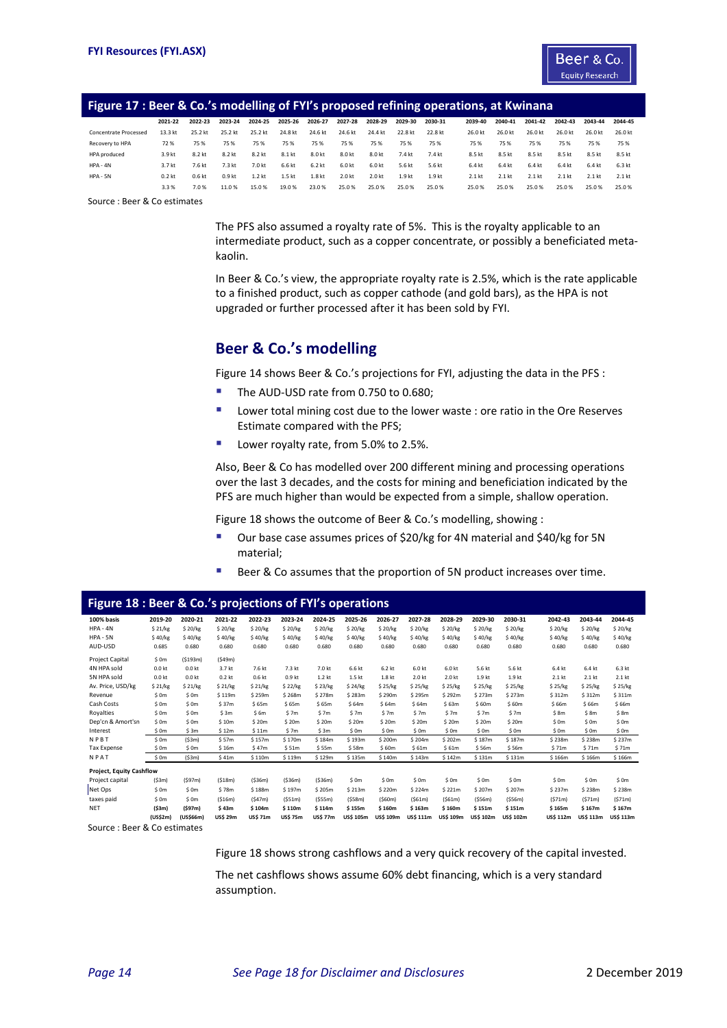## Figure 17 : Beer & Co.'s modelling of FYI's proposed refining operations, at Kwinana

| | 2021-22 | 2022-23 | 2023-24 | 2024-25 | 2025-26 | 2026-27 | 2027-28 | 2028-29 | 2029-30 | 2030-31 | 2039-40 | 2040-41 | 2041-42 | 2042-43 | 2043-44 | 2044-45 |
|---|---|---|---|---|---|---|---|---|---|---|---|---|---|---|---|---|
| Concentrate Processed | 13.3 kt | 25.2 kt | 25.2 kt | 25.2 kt | 24.8 kt | 24.6 kt | 24.6 kt | 24.4 kt | 22.8 kt | 22.8 kt | 26.0 kt | 26.0 kt | 26.0 kt | 26.0 kt | 26.0 kt | 26.0 kt |
| Recovery to HPA | 72 % | 75 % | 75 % | 75 % | 75 % | 75 % | 75 % | 75 % | 75 % | 75 % | 75 % | 75 % | 75 % | 75 % | 75 % | 75 % |
| HPA produced | 3.9 kt | 8.2 kt | 8.2 kt | 8.2 kt | 8.1 kt | 8.0 kt | 8.0 kt | 8.0 kt | 7.4 kt | 7.4 kt | 8.5 kt | 8.5 kt | 8.5 kt | 8.5 kt | 8.5 kt | 8.5 kt |
| HPA - 4N | 3.7 kt | 7.6 kt | 7.3 kt | 7.0 kt | 6.6 kt | 6.2 kt | 6.0 kt | 6.0 kt | 5.6 kt | 5.6 kt | 6.4 kt | 6.4 kt | 6.4 kt | 6.4 kt | 6.4 kt | 6.3 kt |
| HPA - 5N | 0.2 kt | 0.6 kt | 0.9 kt | 1.2 kt | 1.5 kt | 1.8 kt | 2.0 kt | 2.0 kt | 1.9 kt | 1.9 kt | 2.1 kt | 2.1 kt | 2.1 kt | 2.1 kt | 2.1 kt | 2.1 kt |
| | 3.3 % | 7.0 % | 11.0 % | 15.0 % | 19.0 % | 23.0 % | 25.0 % | 25.0 % | 25.0 % | 25.0 % | 25.0 % | 25.0 % | 25.0 % | 25.0 % | 25.0 % | 25.0 % |

Source : Beer & Co estimates

The PFS also assumed a royalty rate of 5%. This is the royalty applicable to an intermediate product, such as a copper concentrate, or possibly a beneficiated meta-kaolin.

In Beer & Co.'s view, the appropriate royalty rate is 2.5%, which is the rate applicable to a finished product, such as copper cathode (and gold bars), as the HPA is not upgraded or further processed after it has been sold by FYI.

## Beer & Co.'s modelling

Figure 14 shows Beer & Co.'s projections for FYI, adjusting the data in the PFS :

- The AUD-USD rate from 0.750 to 0.680;
- Lower total mining cost due to the lower waste : ore ratio in the Ore Reserves Estimate compared with the PFS;
- Lower royalty rate, from 5.0% to 2.5%.

Also, Beer & Co has modelled over 200 different mining and processing operations over the last 3 decades, and the costs for mining and beneficiation indicated by the PFS are much higher than would be expected from a simple, shallow operation.

Figure 18 shows the outcome of Beer & Co.'s modelling, showing :

- Our base case assumes prices of $20/kg for 4N material and $40/kg for 5N material;
- Beer & Co assumes that the proportion of 5N product increases over time.

## Figure 18 : Beer & Co.'s projections of FYI's operations

| 100% basis | 2019-20 | 2020-21 | 2021-22 | 2022-23 | 2023-24 | 2024-25 | 2025-26 | 2026-27 | 2027-28 | 2028-29 | 2029-30 | 2030-31 | 2042-43 | 2043-44 | 2044-45 |
|---|---|---|---|---|---|---|---|---|---|---|---|---|---|---|---|
| HPA - 4N | $ 21/kg | $ 20/kg | $ 20/kg | $ 20/kg | $ 20/kg | $ 20/kg | $ 20/kg | $ 20/kg | $ 20/kg | $ 20/kg | $ 20/kg | $ 20/kg | $ 20/kg | $ 20/kg | $ 20/kg |
| HPA - 5N | $ 40/kg | $ 40/kg | $ 40/kg | $ 40/kg | $ 40/kg | $ 40/kg | $ 40/kg | $ 40/kg | $ 40/kg | $ 40/kg | $ 40/kg | $ 40/kg | $ 40/kg | $ 40/kg | $ 40/kg |
| AUD-USD | 0.685 | 0.680 | 0.680 | 0.680 | 0.680 | 0.680 | 0.680 | 0.680 | 0.680 | 0.680 | 0.680 | 0.680 | 0.680 | 0.680 | 0.680 |
| Project Capital | $ 0m | ($193m) | ($49m) | | | | | | | | | | | | |
| 4N HPA sold | 0.0 kt | 0.0 kt | 3.7 kt | 7.6 kt | 7.3 kt | 7.0 kt | 6.6 kt | 6.2 kt | 6.0 kt | 6.0 kt | 5.6 kt | 5.6 kt | 6.4 kt | 6.4 kt | 6.3 kt |
| 5N HPA sold | 0.0 kt | 0.0 kt | 0.2 kt | 0.6 kt | 0.9 kt | 1.2 kt | 1.5 kt | 1.8 kt | 2.0 kt | 2.0 kt | 1.9 kt | 1.9 kt | 2.1 kt | 2.1 kt | 2.1 kt |
| Av. Price, USD/kg | $ 21/kg | $ 21/kg | $ 21/kg | $ 21/kg | $ 22/kg | $ 23/kg | $ 24/kg | $ 25/kg | $ 25/kg | $ 25/kg | $ 25/kg | $ 25/kg | $ 25/kg | $ 25/kg | $ 25/kg |
| Revenue | $ 0m | $ 0m | $ 119m | $ 259m | $ 268m | $ 278m | $ 283m | $ 290m | $ 295m | $ 292m | $ 273m | $ 273m | $ 312m | $ 312m | $ 311m |
| Cash Costs | $ 0m | $ 0m | $ 37m | $ 65m | $ 65m | $ 65m | $ 64m | $ 64m | $ 64m | $ 63m | $ 60m | $ 60m | $ 66m | $ 66m | $ 66m |
| Royalties | $ 0m | $ 0m | $ 3m | $ 6m | $ 7m | $ 7m | $ 7m | $ 7m | $ 7m | $ 7m | $ 7m | $ 7m | $ 8m | $ 8m | $ 8m |
| Dep'cn & Amort'sn | $ 0m | $ 0m | $ 10m | $ 20m | $ 20m | $ 20m | $ 20m | $ 20m | $ 20m | $ 20m | $ 20m | $ 20m | $ 0m | $ 0m | $ 0m |
| Interest | $ 0m | $ 3m | $ 12m | $ 11m | $ 7m | $ 3m | $ 0m | $ 0m | $ 0m | $ 0m | $ 0m | $ 0m | $ 0m | $ 0m | $ 0m |
| N P B T | $ 0m | ($3m) | $ 57m | $ 157m | $ 170m | $ 184m | $ 193m | $ 200m | $ 204m | $ 202m | $ 187m | $ 187m | $ 238m | $ 238m | $ 237m |
| Tax Expense | $ 0m | $ 0m | $ 16m | $ 47m | $ 51m | $ 55m | $ 58m | $ 60m | $ 61m | $ 61m | $ 56m | $ 56m | $ 71m | $ 71m | $ 71m |
| N P A T | $ 0m | ($3m) | $ 41m | $ 110m | $ 119m | $ 129m | $ 135m | $ 140m | $ 143m | $ 142m | $ 131m | $ 131m | $ 166m | $ 166m | $ 166m |
| **Project, Equity Cashflow** | | | | | | | | | | | | | | | |
| Project capital | ($3m) | ($97m) | ($18m) | ($36m) | ($36m) | ($36m) | $ 0m | $ 0m | $ 0m | $ 0m | $ 0m | $ 0m | $ 0m | $ 0m | $ 0m |
| Net Ops | $ 0m | $ 0m | $ 78m | $ 188m | $ 197m | $ 205m | $ 213m | $ 220m | $ 224m | $ 221m | $ 207m | $ 207m | $ 237m | $ 238m | $ 238m |
| taxes paid | $ 0m | $ 0m | ($16m) | ($47m) | ($51m) | ($55m) | ($58m) | ($60m) | ($61m) | ($61m) | ($56m) | ($56m) | ($71m) | ($71m) | ($71m) |
| **NET** | **($3m)** | **($97m)** | **$ 43m** | **$ 104m** | **$ 110m** | **$ 114m** | **$ 155m** | **$ 160m** | **$ 163m** | **$ 160m** | **$ 151m** | **$ 151m** | **$ 165m** | **$ 167m** | **$ 167m** |
| | **(US$2m)** | **(US$66m)** | **US$ 29m** | **US$ 71m** | **US$ 75m** | **US$ 77m** | **US$ 105m** | **US$ 109m** | **US$ 111m** | **US$ 109m** | **US$ 102m** | **US$ 102m** | **US$ 112m** | **US$ 113m** | **US$ 113m** |

Source : Beer & Co estimates

Figure 18 shows strong cashflows and a very quick recovery of the capital invested.

The net cashflows shows assume 60% debt financing, which is a very standard assumption.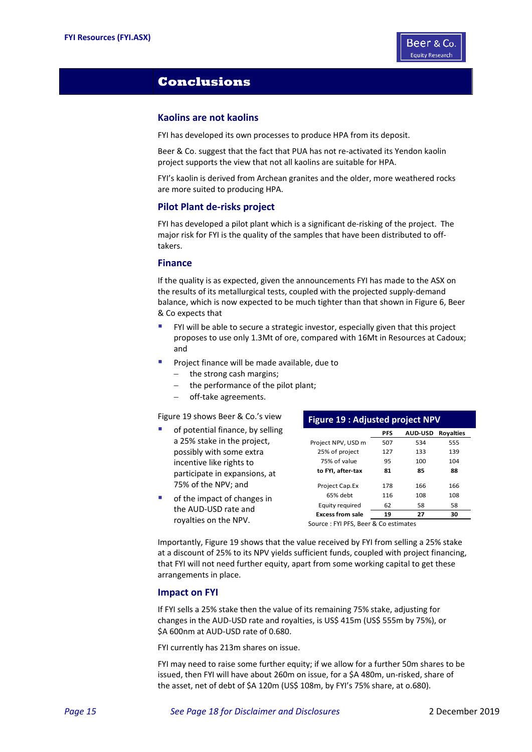# Conclusions

## Kaolins are not kaolins

FYI has developed its own processes to produce HPA from its deposit.

Beer & Co. suggest that the fact that PUA has not re-activated its Yendon kaolin project supports the view that not all kaolins are suitable for HPA.

FYI's kaolin is derived from Archean granites and the older, more weathered rocks are more suited to producing HPA.

## Pilot Plant de-risks project

FYI has developed a pilot plant which is a significant de-risking of the project. The major risk for FYI is the quality of the samples that have been distributed to off-takers.

## Finance

If the quality is as expected, given the announcements FYI has made to the ASX on the results of its metallurgical tests, coupled with the projected supply-demand balance, which is now expected to be much tighter than that shown in Figure 6, Beer & Co expects that

- FYI will be able to secure a strategic investor, especially given that this project proposes to use only 1.3Mt of ore, compared with 16Mt in Resources at Cadoux; and
- Project finance will be made available, due to
  - the strong cash margins;
  - the performance of the pilot plant;
  - off-take agreements.

Figure 19 shows Beer & Co.'s view

- of potential finance, by selling a 25% stake in the project, possibly with some extra incentive like rights to participate in expansions, at 75% of the NPV; and
- of the impact of changes in the AUD-USD rate and royalties on the NPV.

**Figure 19 : Adjusted project NPV**

| | PFS | AUD-USD | Royalties |
|---|---|---|---|
| Project NPV, USD m | 507 | 534 | 555 |
| 25% of project | 127 | 133 | 139 |
| 75% of value | 95 | 100 | 104 |
| **to FYI, after-tax** | **81** | **85** | **88** |
| Project Cap.Ex | 178 | 166 | 166 |
| 65% debt | 116 | 108 | 108 |
| Equity required | 62 | 58 | 58 |
| **Excess from sale** | **19** | **27** | **30** |

Source : FYI PFS, Beer & Co estimates

Importantly, Figure 19 shows that the value received by FYI from selling a 25% stake at a discount of 25% to its NPV yields sufficient funds, coupled with project financing, that FYI will not need further equity, apart from some working capital to get these arrangements in place.

## Impact on FYI

If FYI sells a 25% stake then the value of its remaining 75% stake, adjusting for changes in the AUD-USD rate and royalties, is US$ 415m (US$ 555m by 75%), or $A 600nm at AUD-USD rate of 0.680.

FYI currently has 213m shares on issue.

FYI may need to raise some further equity; if we allow for a further 50m shares to be issued, then FYI will have about 260m on issue, for a $A 480m, un-risked, share of the asset, net of debt of $A 120m (US$ 108m, by FYI's 75% share, at o.680).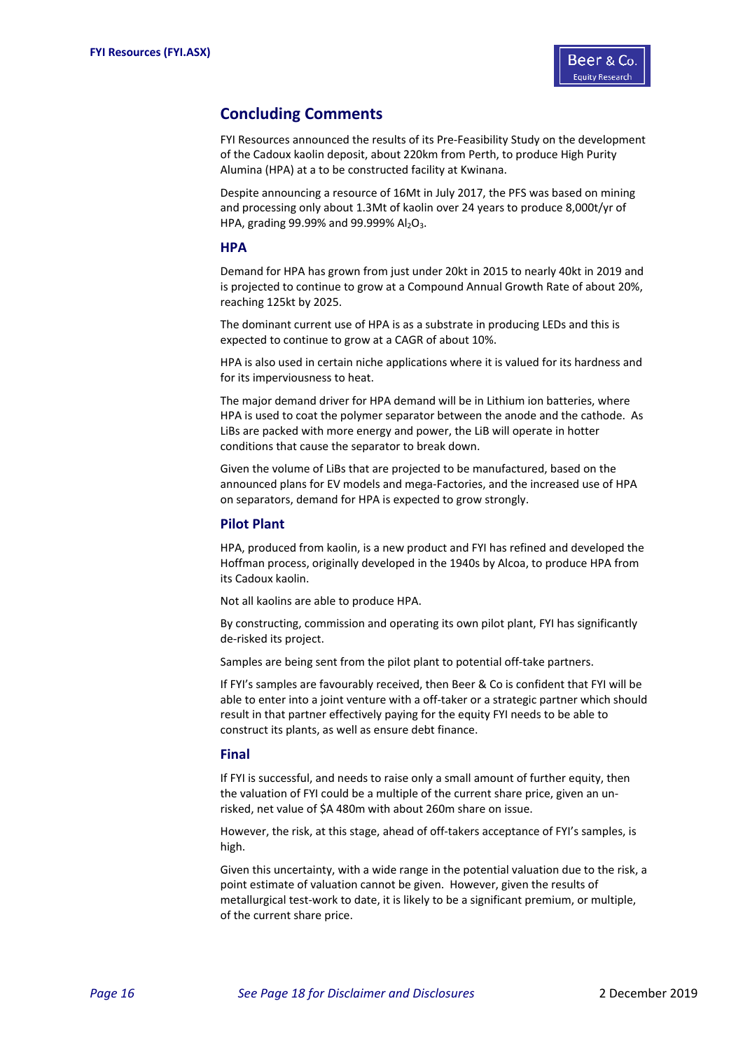## Concluding Comments

FYI Resources announced the results of its Pre-Feasibility Study on the development of the Cadoux kaolin deposit, about 220km from Perth, to produce High Purity Alumina (HPA) at a to be constructed facility at Kwinana.

Despite announcing a resource of 16Mt in July 2017, the PFS was based on mining and processing only about 1.3Mt of kaolin over 24 years to produce 8,000t/yr of HPA, grading 99.99% and 99.999% $Al_2O_3$.

### HPA

Demand for HPA has grown from just under 20kt in 2015 to nearly 40kt in 2019 and is projected to continue to grow at a Compound Annual Growth Rate of about 20%, reaching 125kt by 2025.

The dominant current use of HPA is as a substrate in producing LEDs and this is expected to continue to grow at a CAGR of about 10%.

HPA is also used in certain niche applications where it is valued for its hardness and for its imperviousness to heat.

The major demand driver for HPA demand will be in Lithium ion batteries, where HPA is used to coat the polymer separator between the anode and the cathode. As LiBs are packed with more energy and power, the LiB will operate in hotter conditions that cause the separator to break down.

Given the volume of LiBs that are projected to be manufactured, based on the announced plans for EV models and mega-Factories, and the increased use of HPA on separators, demand for HPA is expected to grow strongly.

### Pilot Plant

HPA, produced from kaolin, is a new product and FYI has refined and developed the Hoffman process, originally developed in the 1940s by Alcoa, to produce HPA from its Cadoux kaolin.

Not all kaolins are able to produce HPA.

By constructing, commission and operating its own pilot plant, FYI has significantly de-risked its project.

Samples are being sent from the pilot plant to potential off-take partners.

If FYI's samples are favourably received, then Beer & Co is confident that FYI will be able to enter into a joint venture with a off-taker or a strategic partner which should result in that partner effectively paying for the equity FYI needs to be able to construct its plants, as well as ensure debt finance.

### Final

If FYI is successful, and needs to raise only a small amount of further equity, then the valuation of FYI could be a multiple of the current share price, given an un-risked, net value of $A 480m with about 260m share on issue.

However, the risk, at this stage, ahead of off-takers acceptance of FYI's samples, is high.

Given this uncertainty, with a wide range in the potential valuation due to the risk, a point estimate of valuation cannot be given. However, given the results of metallurgical test-work to date, it is likely to be a significant premium, or multiple, of the current share price.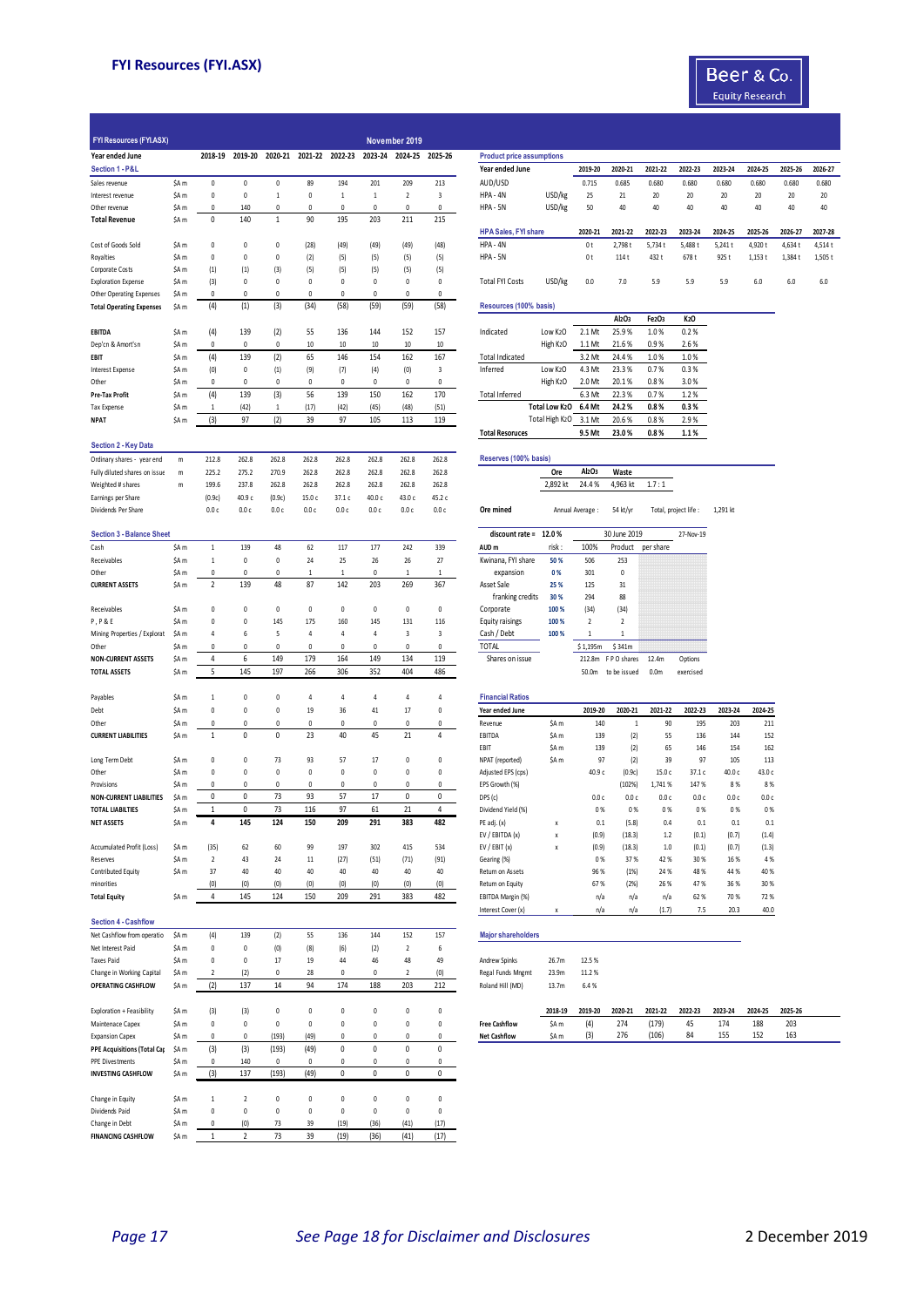# FYI Resources (FYI.ASX)

Beer & Co. Equity Research

## FYI Resources (FYI.ASX) — November 2019

| Year ended June | | 2018-19 | 2019-20 | 2020-21 | 2021-22 | 2022-23 | 2023-24 | 2024-25 | 2025-26 |
|---|---|---|---|---|---|---|---|---|---|
| **Section 1 - P&L** | | | | | | | | | |
| Sales revenue | $A m | 0 | 0 | 0 | 89 | 194 | 201 | 209 | 213 |
| Interest revenue | $A m | 0 | 0 | 1 | 1 | 1 | 1 | 2 | 3 |
| Other revenue | $A m | 0 | 140 | 0 | 0 | 0 | 0 | 0 | 0 |
| **Total Revenue** | $A m | 0 | 140 | 1 | 90 | 195 | 203 | 211 | 215 |
| Cost of Goods Sold | $A m | 0 | 0 | 0 | (28) | (49) | (49) | (49) | (48) |
| Royalties | $A m | 0 | 0 | 0 | (2) | (5) | (5) | (5) | (5) |
| Corporate Costs | $A m | (1) | (1) | (3) | (5) | (5) | (5) | (5) | (5) |
| Exploration Expense | $A m | (3) | 0 | 0 | 0 | 0 | 0 | 0 | 0 |
| Other Operating Expenses | $A m | 0 | 0 | 0 | 0 | 0 | 0 | 0 | 0 |
| **Total Operating Expenses** | $A m | (4) | (1) | (3) | (34) | (58) | (59) | (59) | (58) |
| **EBITDA** | $A m | (4) | 139 | (2) | 55 | 136 | 144 | 152 | 157 |
| Dep'cn & Amort'sn | $A m | 0 | 0 | 0 | 10 | 10 | 10 | 10 | 10 |
| **EBIT** | $A m | (4) | 139 | (2) | 65 | 146 | 154 | 162 | 167 |
| Interest Expense | $A m | (0) | 0 | (1) | (9) | (7) | (4) | (0) | 3 |
| Other | $A m | 0 | 0 | 0 | 0 | 0 | 0 | 0 | 0 |
| **Pre-Tax Profit** | $A m | (4) | 139 | (3) | 56 | 139 | 150 | 162 | 170 |
| Tax Expense | $A m | 1 | (42) | 1 | (17) | (42) | (45) | (48) | (51) |
| **NPAT** | $A m | (3) | 97 | (2) | 39 | 97 | 105 | 113 | 119 |
| **Section 2 - Key Data** | | | | | | | | | |
| Ordinary shares - year end | m | 212.8 | 262.8 | 262.8 | 262.8 | 262.8 | 262.8 | 262.8 | 262.8 |
| Fully diluted shares on issue | m | 225.2 | 275.2 | 270.9 | 262.8 | 262.8 | 262.8 | 262.8 | 262.8 |
| Weighted # shares | m | 199.6 | 237.8 | 262.8 | 262.8 | 262.8 | 262.8 | 262.8 | 262.8 |
| Earnings per Share | | (0.9c) | 40.9 c | (0.9c) | 15.0 c | 37.1 c | 40.0 c | 43.0 c | 45.2 c |
| Dividends Per Share | | 0.0 c | 0.0 c | 0.0 c | 0.0 c | 0.0 c | 0.0 c | 0.0 c | 0.0 c |
| **Section 3 - Balance Sheet** | | | | | | | | | |
| Cash | $A m | 1 | 139 | 48 | 62 | 117 | 177 | 242 | 339 |
| Receivables | $A m | 1 | 0 | 0 | 24 | 25 | 26 | 26 | 27 |
| Other | $A m | 0 | 0 | 0 | 1 | 1 | 0 | 1 | 1 |
| **CURRENT ASSETS** | $A m | 2 | 139 | 48 | 87 | 142 | 203 | 269 | 367 |
| Receivables | $A m | 0 | 0 | 0 | 0 | 0 | 0 | 0 | 0 |
| P, P & E | $A m | 0 | 0 | 145 | 175 | 160 | 145 | 131 | 116 |
| Mining Properties / Explorat | $A m | 4 | 6 | 5 | 4 | 4 | 4 | 3 | 3 |
| Other | $A m | 0 | 0 | 0 | 0 | 0 | 0 | 0 | 0 |
| **NON-CURRENT ASSETS** | $A m | 4 | 6 | 149 | 179 | 164 | 149 | 134 | 119 |
| **TOTAL ASSETS** | $A m | 5 | 145 | 197 | 266 | 306 | 352 | 404 | 486 |
| Payables | $A m | 1 | 0 | 0 | 4 | 4 | 4 | 4 | 4 |
| Debt | $A m | 0 | 0 | 0 | 19 | 36 | 41 | 17 | 0 |
| Other | $A m | 0 | 0 | 0 | 0 | 0 | 0 | 0 | 0 |
| **CURRENT LIABILITIES** | $A m | 1 | 0 | 0 | 23 | 40 | 45 | 21 | 4 |
| Long Term Debt | $A m | 0 | 0 | 73 | 93 | 57 | 17 | 0 | 0 |
| Other | $A m | 0 | 0 | 0 | 0 | 0 | 0 | 0 | 0 |
| Provisions | $A m | 0 | 0 | 0 | 0 | 0 | 0 | 0 | 0 |
| **NON-CURRENT LIABILITIES** | $A m | 0 | 0 | 73 | 93 | 57 | 17 | 0 | 0 |
| **TOTAL LIABILITIES** | $A m | 1 | 0 | 73 | 116 | 97 | 61 | 21 | 4 |
| **NET ASSETS** | $A m | 4 | 145 | 124 | 150 | 209 | 291 | 383 | 482 |
| Accumulated Profit (Loss) | $A m | (35) | 62 | 60 | 99 | 197 | 302 | 415 | 534 |
| Reserves | $A m | 2 | 43 | 24 | 11 | (27) | (51) | (71) | (91) |
| Contributed Equity | $A m | 37 | 40 | 40 | 40 | 40 | 40 | 40 | 40 |
| minorities | $A m | (0) | (0) | (0) | (0) | (0) | (0) | (0) | (0) |
| **Total Equity** | $A m | 4 | 145 | 124 | 150 | 209 | 291 | 383 | 482 |
| **Section 4 - Cashflow** | | | | | | | | | |
| Net Cashflow from operatio | $A m | (4) | 139 | (2) | 55 | 136 | 144 | 152 | 157 |
| Net Interest Paid | $A m | 0 | 0 | (0) | (8) | (6) | (2) | 2 | 6 |
| Taxes Paid | $A m | 0 | 0 | 17 | 19 | 44 | 46 | 48 | 49 |
| Change in Working Capital | $A m | 2 | (2) | 0 | 28 | 0 | 0 | 2 | (0) |
| **OPERATING CASHFLOW** | $A m | (2) | 137 | 14 | 94 | 174 | 188 | 203 | 212 |
| Exploration + Feasibility | $A m | (3) | (3) | 0 | 0 | 0 | 0 | 0 | 0 |
| Maintenace Capex | $A m | 0 | 0 | 0 | 0 | 0 | 0 | 0 | 0 |
| Expansion Capex | $A m | 0 | 0 | (193) | (49) | 0 | 0 | 0 | 0 |
| **PPE Acquisitions (Total Ca** | $A m | (3) | (3) | (193) | (49) | 0 | 0 | 0 | 0 |
| PPE Divestments | $A m | 0 | 140 | 0 | 0 | 0 | 0 | 0 | 0 |
| **INVESTING CASHFLOW** | $A m | (3) | 137 | (193) | (49) | 0 | 0 | 0 | 0 |
| Change in Equity | $A m | 1 | 2 | 0 | 0 | 0 | 0 | 0 | 0 |
| Dividends Paid | $A m | 0 | 0 | 0 | 0 | 0 | 0 | 0 | 0 |
| Change in Debt | $A m | 0 | (0) | 73 | 39 | (19) | (36) | (41) | (17) |
| **FINANCING CASHFLOW** | $A m | 1 | 2 | 73 | 39 | (19) | (36) | (41) | (17) |

### Product price assumptions

| Year ended June | | 2019-20 | 2020-21 | 2021-22 | 2022-23 | 2023-24 | 2024-25 | 2025-26 | 2026-27 |
|---|---|---|---|---|---|---|---|---|---|
| AUD/USD | | 0.715 | 0.685 | 0.680 | 0.680 | 0.680 | 0.680 | 0.680 | 0.680 |
| HPA - 4N | USD/kg | 25 | 21 | 20 | 20 | 20 | 20 | 20 | 20 |
| HPA - 5N | USD/kg | 50 | 40 | 40 | 40 | 40 | 40 | 40 | 40 |

### HPA Sales, FYI share

| | | 2020-21 | 2021-22 | 2022-23 | 2023-24 | 2024-25 | 2025-26 | 2026-27 | 2027-28 |
|---|---|---|---|---|---|---|---|---|---|
| HPA - 4N | | 0 t | 2,798 t | 5,734 t | 5,488 t | 5,241 t | 4,920 t | 4,634 t | 4,514 t |
| HPA - 5N | | 0 t | 114 t | 432 t | 678 t | 925 t | 1,153 t | 1,384 t | 1,505 t |
| Total FYI Costs | USD/kg | 0.0 | 7.0 | 5.9 | 5.9 | 5.9 | 6.0 | 6.0 | 6.0 |

### Resources (100% basis)

| | | | $Al_2O_3$ | $Fe_2O_3$ | $K_2O$ |
|---|---|---|---|---|---|
| Indicated | Low $K_2O$ | 2.1 Mt | 25.9 % | 1.0 % | 0.2 % |
| | High $K_2O$ | 1.1 Mt | 21.6 % | 0.9 % | 2.6 % |
| Total Indicated | | 3.2 Mt | 24.4 % | 1.0 % | 1.0 % |
| Inferred | Low $K_2O$ | 4.3 Mt | 23.3 % | 0.7 % | 0.3 % |
| | High $K_2O$ | 2.0 Mt | 20.1 % | 0.8 % | 3.0 % |
| Total Inferred | | 6.3 Mt | 22.3 % | 0.7 % | 1.2 % |
| | Total Low $K_2O$ | 6.4 Mt | 24.2 % | 0.8 % | 0.3 % |
| | Total High $K_2O$ | 3.1 Mt | 20.6 % | 0.8 % | 2.9 % |
| **Total Resources** | | 9.5 Mt | 23.0 % | 0.8 % | 1.1 % |

### Reserves (100% basis)

| Ore | $Al_2O_3$ | Waste | |
|---|---|---|---|
| 2,892 kt | 24.4 % | 4,963 kt | 1.7 : 1 |

Ore mined — Annual Average : 54 kt/yr — Total, project life : 1,291 kt

### Valuation

| discount rate = 12.0 % | | 30 June 2019 | | 27-Nov-19 |
|---|---|---|---|---|
| AUD m | risk : | 100% | Product | per share |
| Kwinana, FYI share | 50 % | 506 | 253 | |
| expansion | 0 % | 301 | 0 | |
| Asset Sale | 25 % | 125 | 31 | |
| franking credits | 30 % | 294 | 88 | |
| Corporate | 100 % | (34) | (34) | |
| Equity raisings | 100 % | 2 | 2 | |
| Cash / Debt | 100 % | 1 | 1 | |
| TOTAL | | $ 1,195m | $ 341m | |

| Shares on issue | 212.8m | F P O shares | 12.4m | Options |
|---|---|---|---|---|
| | 50.0m | to be issued | 0.0m | exercised |

### Financial Ratios

| Year ended June | | 2019-20 | 2020-21 | 2021-22 | 2022-23 | 2023-24 | 2024-25 |
|---|---|---|---|---|---|---|---|
| Revenue | $A m | 140 | 1 | 90 | 195 | 203 | 211 |
| EBITDA | $A m | 139 | (2) | 55 | 136 | 144 | 152 |
| EBIT | $A m | 139 | (2) | 65 | 146 | 154 | 162 |
| NPAT (reported) | $A m | 97 | (2) | 39 | 97 | 105 | 113 |
| Adjusted EPS (cps) | | 40.9 c | (0.9c) | 15.0 c | 37.1 c | 40.0 c | 43.0 c |
| EPS Growth (%) | | | (102%) | 1,741 % | 147 % | 8 % | 8 % |
| DPS (c) | | 0.0 c | 0.0 c | 0.0 c | 0.0 c | 0.0 c | 0.0 c |
| Dividend Yield (%) | | 0 % | 0 % | 0 % | 0 % | 0 % | 0 % |
| PE adj. (x) | x | 0.1 | (5.8) | 0.4 | 0.1 | 0.1 | 0.1 |
| EV / EBITDA (x) | x | (0.9) | (18.3) | 1.2 | (0.1) | (0.7) | (1.4) |
| EV / EBIT (x) | x | (0.9) | (18.3) | 1.0 | (0.1) | (0.7) | (1.3) |
| Gearing (%) | | 0 % | 37 % | 42 % | 30 % | 16 % | 4 % |
| Return on Assets | | 96 % | (1%) | 24 % | 48 % | 44 % | 40 % |
| Return on Equity | | 67 % | (2%) | 26 % | 47 % | 36 % | 30 % |
| EBITDA Margin (%) | | n/a | n/a | n/a | 62 % | 70 % | 72 % |
| Interest Cover (x) | x | n/a | n/a | (1.7) | 7.5 | 20.3 | 40.0 |

### Major shareholders

| | | |
|---|---|---|
| Andrew Spinks | 26.7m | 12.5 % |
| Regal Funds Mngmt | 23.9m | 11.2 % |
| Roland Hill (MD) | 13.7m | 6.4 % |

| | | 2018-19 | 2019-20 | 2020-21 | 2021-22 | 2022-23 | 2023-24 | 2024-25 | 2025-26 |
|---|---|---|---|---|---|---|---|---|---|
| **Free Cashflow** | $A m | (4) | 274 | (179) | 45 | 174 | 188 | 203 | |
| **Net Cashflow** | $A m | (3) | 276 | (106) | 84 | 155 | 152 | 163 | |

*See Page 18 for Disclaimer and Disclosures*

2 December 2019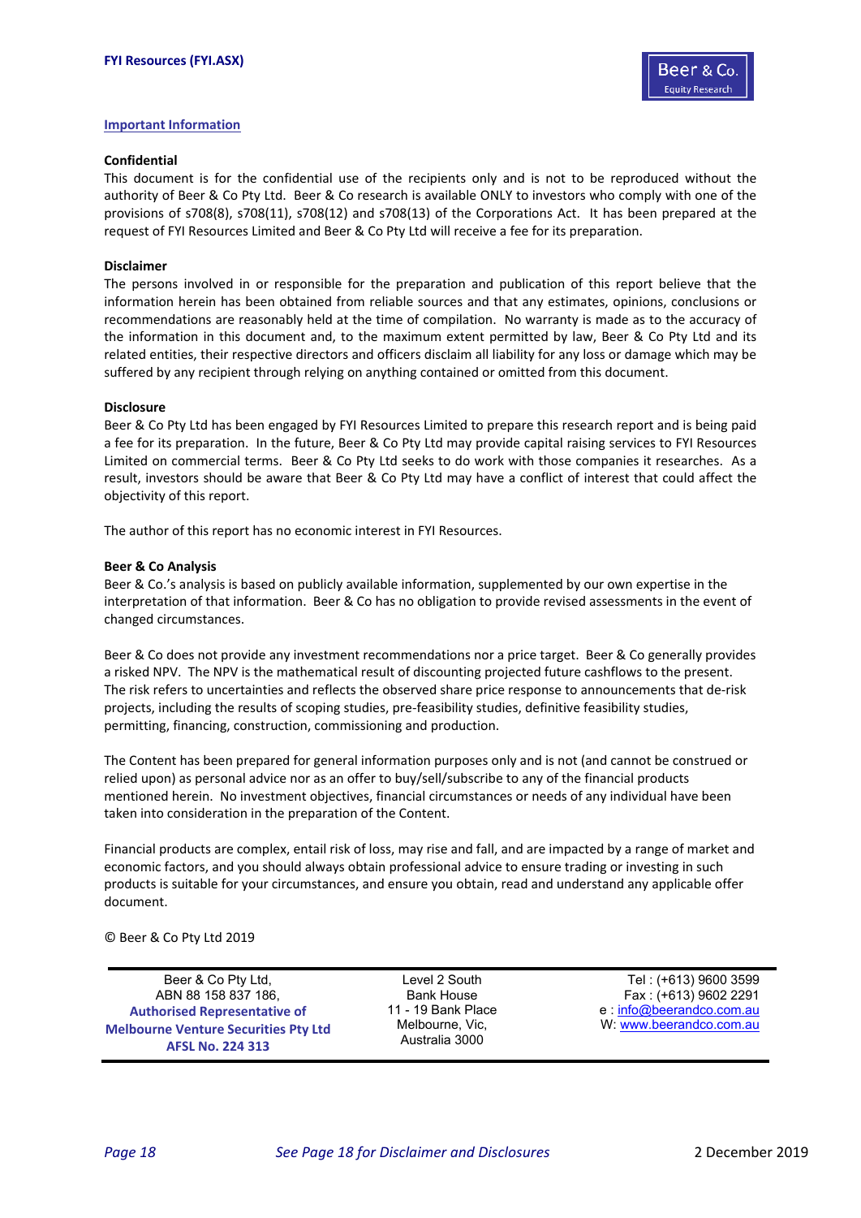## Important Information

### Confidential

This document is for the confidential use of the recipients only and is not to be reproduced without the authority of Beer & Co Pty Ltd. Beer & Co research is available ONLY to investors who comply with one of the provisions of s708(8), s708(11), s708(12) and s708(13) of the Corporations Act. It has been prepared at the request of FYI Resources Limited and Beer & Co Pty Ltd will receive a fee for its preparation.

### Disclaimer

The persons involved in or responsible for the preparation and publication of this report believe that the information herein has been obtained from reliable sources and that any estimates, opinions, conclusions or recommendations are reasonably held at the time of compilation. No warranty is made as to the accuracy of the information in this document and, to the maximum extent permitted by law, Beer & Co Pty Ltd and its related entities, their respective directors and officers disclaim all liability for any loss or damage which may be suffered by any recipient through relying on anything contained or omitted from this document.

### Disclosure

Beer & Co Pty Ltd has been engaged by FYI Resources Limited to prepare this research report and is being paid a fee for its preparation. In the future, Beer & Co Pty Ltd may provide capital raising services to FYI Resources Limited on commercial terms. Beer & Co Pty Ltd seeks to do work with those companies it researches. As a result, investors should be aware that Beer & Co Pty Ltd may have a conflict of interest that could affect the objectivity of this report.

The author of this report has no economic interest in FYI Resources.

### Beer & Co Analysis

Beer & Co.'s analysis is based on publicly available information, supplemented by our own expertise in the interpretation of that information. Beer & Co has no obligation to provide revised assessments in the event of changed circumstances.

Beer & Co does not provide any investment recommendations nor a price target. Beer & Co generally provides a risked NPV. The NPV is the mathematical result of discounting projected future cashflows to the present. The risk refers to uncertainties and reflects the observed share price response to announcements that de-risk projects, including the results of scoping studies, pre-feasibility studies, definitive feasibility studies, permitting, financing, construction, commissioning and production.

The Content has been prepared for general information purposes only and is not (and cannot be construed or relied upon) as personal advice nor as an offer to buy/sell/subscribe to any of the financial products mentioned herein. No investment objectives, financial circumstances or needs of any individual have been taken into consideration in the preparation of the Content.

Financial products are complex, entail risk of loss, may rise and fall, and are impacted by a range of market and economic factors, and you should always obtain professional advice to ensure trading or investing in such products is suitable for your circumstances, and ensure you obtain, read and understand any applicable offer document.

© Beer & Co Pty Ltd 2019

| | | |
|---|---|---|
| Beer & Co Pty Ltd,<br>ABN 88 158 837 186,<br>**Authorised Representative of Melbourne Venture Securities Pty Ltd AFSL No. 224 313** | Level 2 South<br>Bank House<br>11 - 19 Bank Place<br>Melbourne, Vic,<br>Australia 3000 | Tel : (+613) 9600 3599<br>Fax : (+613) 9602 2291<br>e : info@beerandco.com.au<br>W: www.beerandco.com.au |